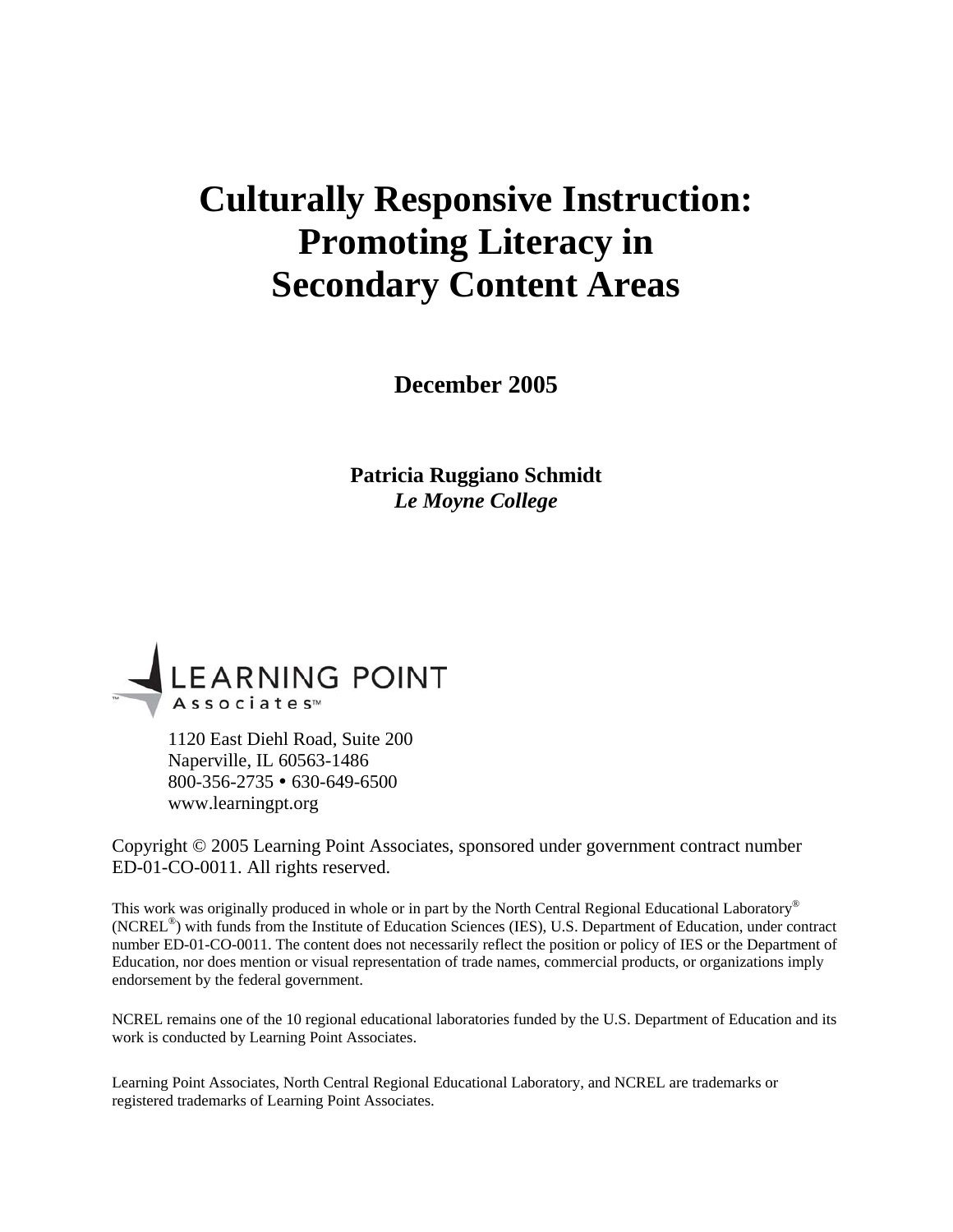# Culturally Responsive Instruction: Promoting Literacy in Secondary Content Areas

**December 2005**

**Patricia Ruggiano Schmidt**
***Le Moyne College***

LEARNING POINT Associates™

1120 East Diehl Road, Suite 200
Naperville, IL 60563-1486
800-356-2735 • 630-649-6500
www.learningpt.org

Copyright © 2005 Learning Point Associates, sponsored under government contract number ED-01-CO-0011. All rights reserved.

This work was originally produced in whole or in part by the North Central Regional Educational Laboratory® (NCREL®) with funds from the Institute of Education Sciences (IES), U.S. Department of Education, under contract number ED-01-CO-0011. The content does not necessarily reflect the position or policy of IES or the Department of Education, nor does mention or visual representation of trade names, commercial products, or organizations imply endorsement by the federal government.

NCREL remains one of the 10 regional educational laboratories funded by the U.S. Department of Education and its work is conducted by Learning Point Associates.

Learning Point Associates, North Central Regional Educational Laboratory, and NCREL are trademarks or registered trademarks of Learning Point Associates.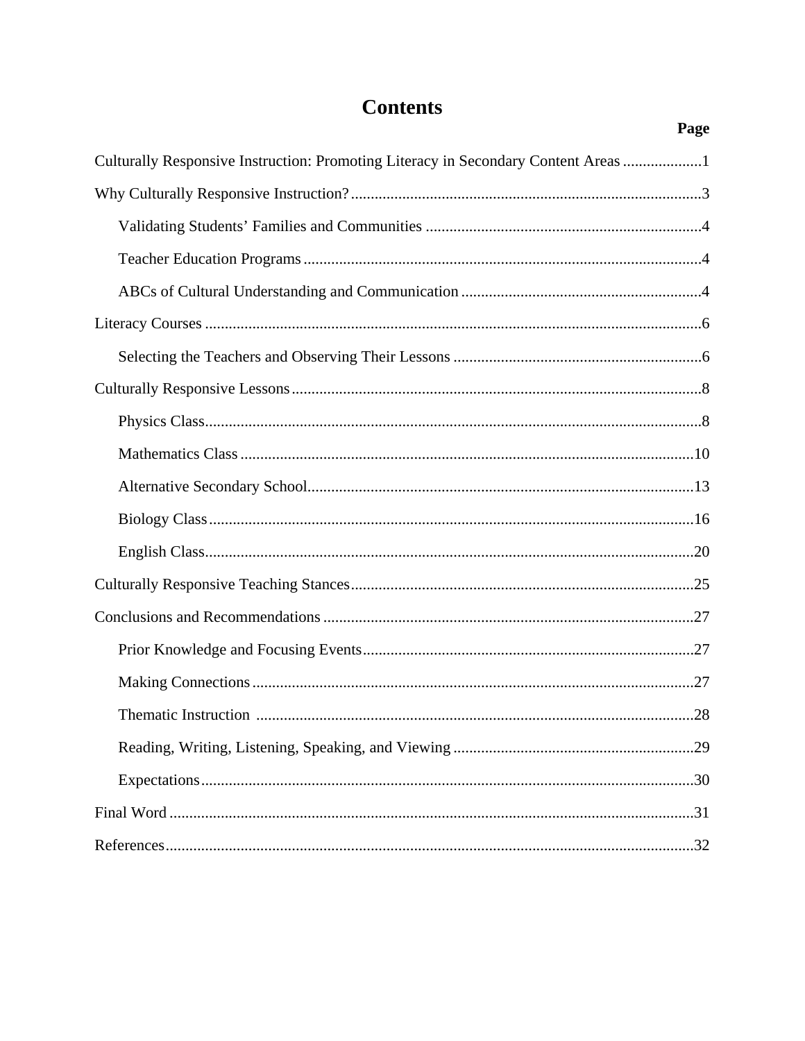# Contents

**Page**

Culturally Responsive Instruction: Promoting Literacy in Secondary Content Areas .................... 1

Why Culturally Responsive Instruction? .......................................................................................... 3

- Validating Students' Families and Communities ..................................................................... 4
- Teacher Education Programs ..................................................................................................... 4
- ABCs of Cultural Understanding and Communication ............................................................. 4

Literacy Courses .............................................................................................................................. 6

- Selecting the Teachers and Observing Their Lessons ............................................................... 6

Culturally Responsive Lessons ........................................................................................................ 8

- Physics Class ............................................................................................................................. 8
- Mathematics Class .................................................................................................................. 10
- Alternative Secondary School ................................................................................................. 13
- Biology Class .......................................................................................................................... 16
- English Class ........................................................................................................................... 20

Culturally Responsive Teaching Stances ....................................................................................... 25

Conclusions and Recommendations .............................................................................................. 27

- Prior Knowledge and Focusing Events ................................................................................... 27
- Making Connections ................................................................................................................ 27
- Thematic Instruction ............................................................................................................... 28
- Reading, Writing, Listening, Speaking, and Viewing ............................................................. 29
- Expectations ............................................................................................................................ 30

Final Word ..................................................................................................................................... 31

References ...................................................................................................................................... 32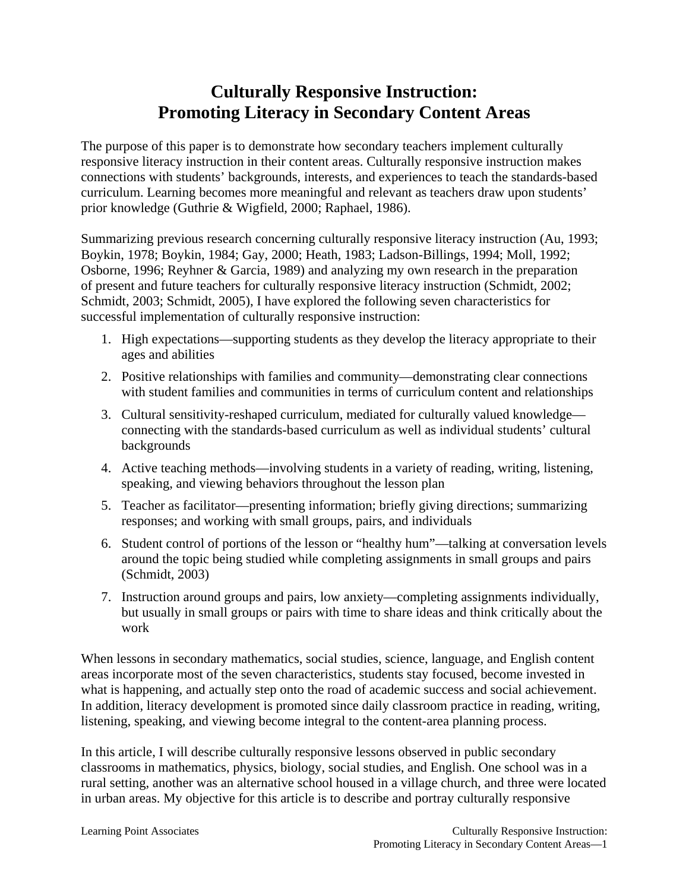# Culturally Responsive Instruction: Promoting Literacy in Secondary Content Areas

The purpose of this paper is to demonstrate how secondary teachers implement culturally responsive literacy instruction in their content areas. Culturally responsive instruction makes connections with students' backgrounds, interests, and experiences to teach the standards-based curriculum. Learning becomes more meaningful and relevant as teachers draw upon students' prior knowledge (Guthrie & Wigfield, 2000; Raphael, 1986).

Summarizing previous research concerning culturally responsive literacy instruction (Au, 1993; Boykin, 1978; Boykin, 1984; Gay, 2000; Heath, 1983; Ladson-Billings, 1994; Moll, 1992; Osborne, 1996; Reyhner & Garcia, 1989) and analyzing my own research in the preparation of present and future teachers for culturally responsive literacy instruction (Schmidt, 2002; Schmidt, 2003; Schmidt, 2005), I have explored the following seven characteristics for successful implementation of culturally responsive instruction:

1. High expectations—supporting students as they develop the literacy appropriate to their ages and abilities
2. Positive relationships with families and community—demonstrating clear connections with student families and communities in terms of curriculum content and relationships
3. Cultural sensitivity-reshaped curriculum, mediated for culturally valued knowledge—connecting with the standards-based curriculum as well as individual students' cultural backgrounds
4. Active teaching methods—involving students in a variety of reading, writing, listening, speaking, and viewing behaviors throughout the lesson plan
5. Teacher as facilitator—presenting information; briefly giving directions; summarizing responses; and working with small groups, pairs, and individuals
6. Student control of portions of the lesson or "healthy hum"—talking at conversation levels around the topic being studied while completing assignments in small groups and pairs (Schmidt, 2003)
7. Instruction around groups and pairs, low anxiety—completing assignments individually, but usually in small groups or pairs with time to share ideas and think critically about the work

When lessons in secondary mathematics, social studies, science, language, and English content areas incorporate most of the seven characteristics, students stay focused, become invested in what is happening, and actually step onto the road of academic success and social achievement. In addition, literacy development is promoted since daily classroom practice in reading, writing, listening, speaking, and viewing become integral to the content-area planning process.

In this article, I will describe culturally responsive lessons observed in public secondary classrooms in mathematics, physics, biology, social studies, and English. One school was in a rural setting, another was an alternative school housed in a village church, and three were located in urban areas. My objective for this article is to describe and portray culturally responsive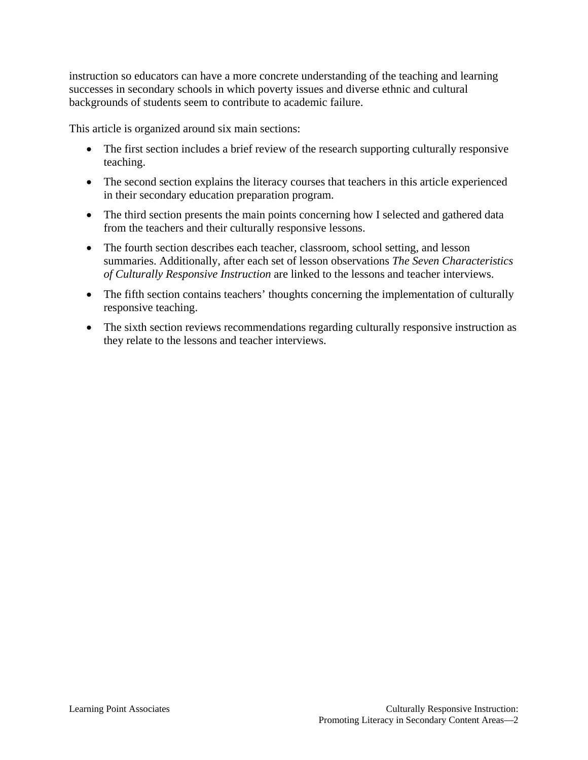instruction so educators can have a more concrete understanding of the teaching and learning successes in secondary schools in which poverty issues and diverse ethnic and cultural backgrounds of students seem to contribute to academic failure.

This article is organized around six main sections:

- The first section includes a brief review of the research supporting culturally responsive teaching.
- The second section explains the literacy courses that teachers in this article experienced in their secondary education preparation program.
- The third section presents the main points concerning how I selected and gathered data from the teachers and their culturally responsive lessons.
- The fourth section describes each teacher, classroom, school setting, and lesson summaries. Additionally, after each set of lesson observations *The Seven Characteristics of Culturally Responsive Instruction* are linked to the lessons and teacher interviews.
- The fifth section contains teachers' thoughts concerning the implementation of culturally responsive teaching.
- The sixth section reviews recommendations regarding culturally responsive instruction as they relate to the lessons and teacher interviews.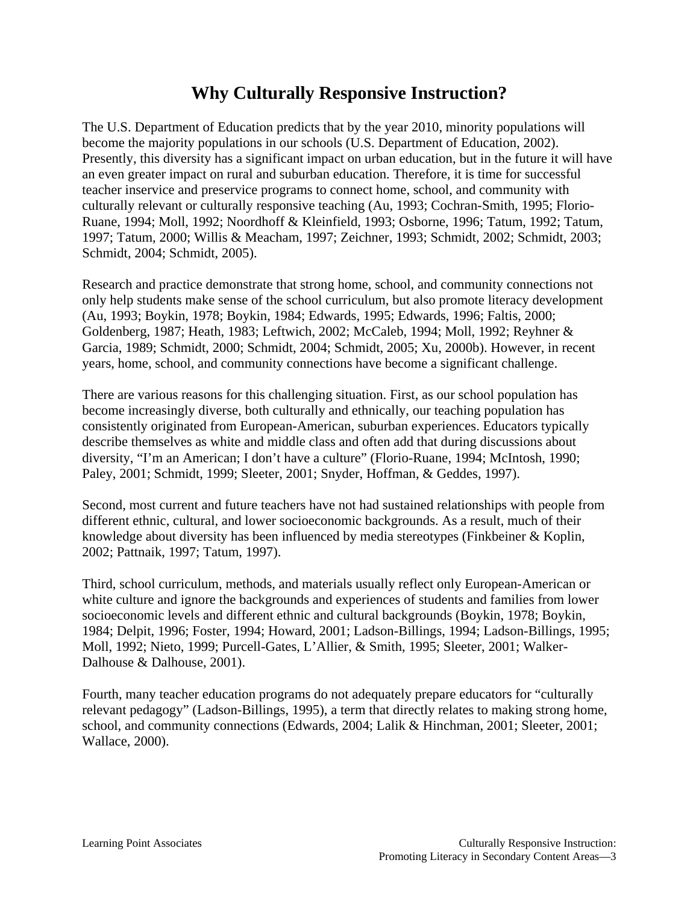# Why Culturally Responsive Instruction?

The U.S. Department of Education predicts that by the year 2010, minority populations will become the majority populations in our schools (U.S. Department of Education, 2002). Presently, this diversity has a significant impact on urban education, but in the future it will have an even greater impact on rural and suburban education. Therefore, it is time for successful teacher inservice and preservice programs to connect home, school, and community with culturally relevant or culturally responsive teaching (Au, 1993; Cochran-Smith, 1995; Florio-Ruane, 1994; Moll, 1992; Noordhoff & Kleinfield, 1993; Osborne, 1996; Tatum, 1992; Tatum, 1997; Tatum, 2000; Willis & Meacham, 1997; Zeichner, 1993; Schmidt, 2002; Schmidt, 2003; Schmidt, 2004; Schmidt, 2005).

Research and practice demonstrate that strong home, school, and community connections not only help students make sense of the school curriculum, but also promote literacy development (Au, 1993; Boykin, 1978; Boykin, 1984; Edwards, 1995; Edwards, 1996; Faltis, 2000; Goldenberg, 1987; Heath, 1983; Leftwich, 2002; McCaleb, 1994; Moll, 1992; Reyhner & Garcia, 1989; Schmidt, 2000; Schmidt, 2004; Schmidt, 2005; Xu, 2000b). However, in recent years, home, school, and community connections have become a significant challenge.

There are various reasons for this challenging situation. First, as our school population has become increasingly diverse, both culturally and ethnically, our teaching population has consistently originated from European-American, suburban experiences. Educators typically describe themselves as white and middle class and often add that during discussions about diversity, "I'm an American; I don't have a culture" (Florio-Ruane, 1994; McIntosh, 1990; Paley, 2001; Schmidt, 1999; Sleeter, 2001; Snyder, Hoffman, & Geddes, 1997).

Second, most current and future teachers have not had sustained relationships with people from different ethnic, cultural, and lower socioeconomic backgrounds. As a result, much of their knowledge about diversity has been influenced by media stereotypes (Finkbeiner & Koplin, 2002; Pattnaik, 1997; Tatum, 1997).

Third, school curriculum, methods, and materials usually reflect only European-American or white culture and ignore the backgrounds and experiences of students and families from lower socioeconomic levels and different ethnic and cultural backgrounds (Boykin, 1978; Boykin, 1984; Delpit, 1996; Foster, 1994; Howard, 2001; Ladson-Billings, 1994; Ladson-Billings, 1995; Moll, 1992; Nieto, 1999; Purcell-Gates, L'Allier, & Smith, 1995; Sleeter, 2001; Walker-Dalhouse & Dalhouse, 2001).

Fourth, many teacher education programs do not adequately prepare educators for "culturally relevant pedagogy" (Ladson-Billings, 1995), a term that directly relates to making strong home, school, and community connections (Edwards, 2004; Lalik & Hinchman, 2001; Sleeter, 2001; Wallace, 2000).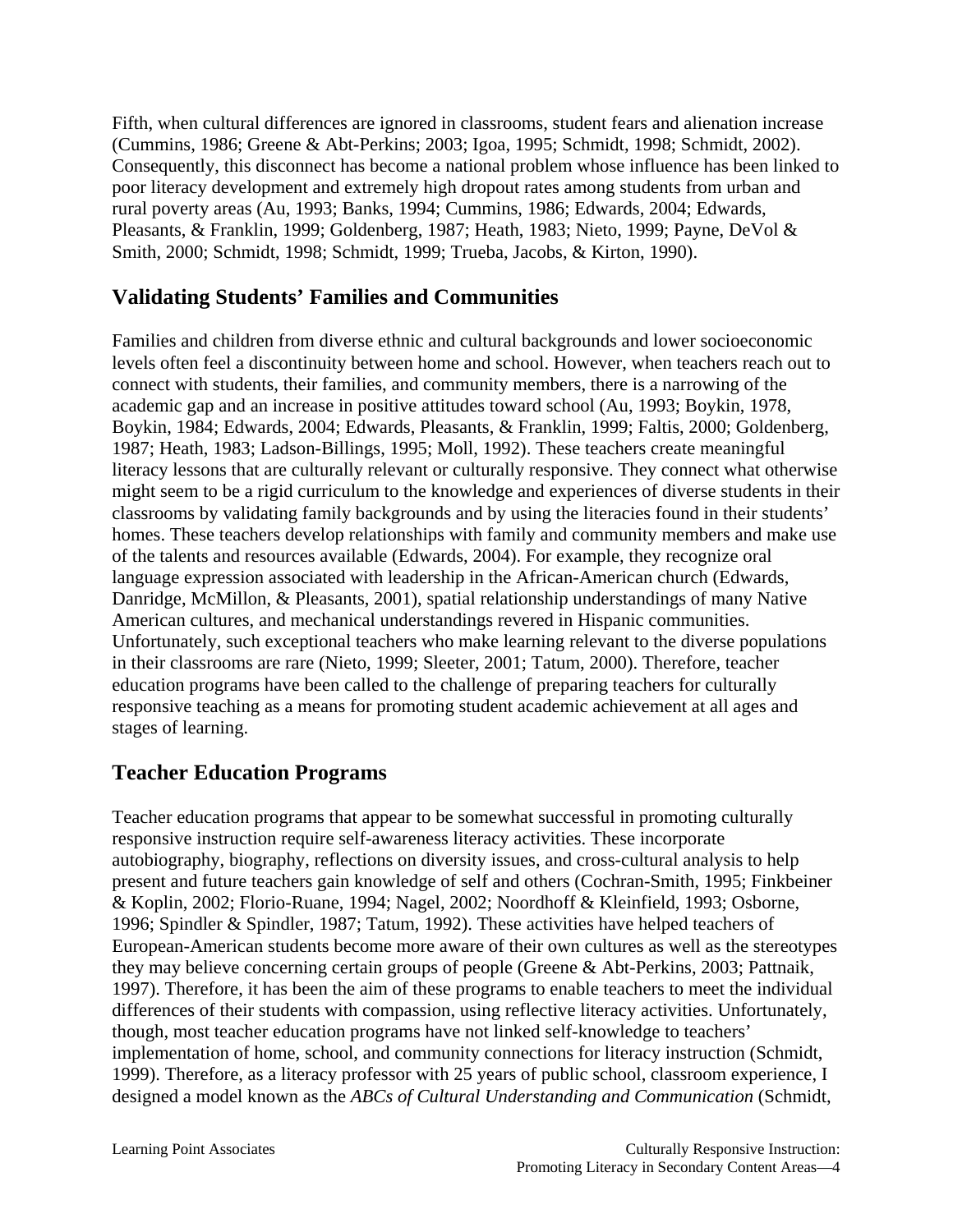Fifth, when cultural differences are ignored in classrooms, student fears and alienation increase (Cummins, 1986; Greene & Abt-Perkins; 2003; Igoa, 1995; Schmidt, 1998; Schmidt, 2002). Consequently, this disconnect has become a national problem whose influence has been linked to poor literacy development and extremely high dropout rates among students from urban and rural poverty areas (Au, 1993; Banks, 1994; Cummins, 1986; Edwards, 2004; Edwards, Pleasants, & Franklin, 1999; Goldenberg, 1987; Heath, 1983; Nieto, 1999; Payne, DeVol & Smith, 2000; Schmidt, 1998; Schmidt, 1999; Trueba, Jacobs, & Kirton, 1990).

## Validating Students' Families and Communities

Families and children from diverse ethnic and cultural backgrounds and lower socioeconomic levels often feel a discontinuity between home and school. However, when teachers reach out to connect with students, their families, and community members, there is a narrowing of the academic gap and an increase in positive attitudes toward school (Au, 1993; Boykin, 1978, Boykin, 1984; Edwards, 2004; Edwards, Pleasants, & Franklin, 1999; Faltis, 2000; Goldenberg, 1987; Heath, 1983; Ladson-Billings, 1995; Moll, 1992). These teachers create meaningful literacy lessons that are culturally relevant or culturally responsive. They connect what otherwise might seem to be a rigid curriculum to the knowledge and experiences of diverse students in their classrooms by validating family backgrounds and by using the literacies found in their students' homes. These teachers develop relationships with family and community members and make use of the talents and resources available (Edwards, 2004). For example, they recognize oral language expression associated with leadership in the African-American church (Edwards, Danridge, McMillon, & Pleasants, 2001), spatial relationship understandings of many Native American cultures, and mechanical understandings revered in Hispanic communities. Unfortunately, such exceptional teachers who make learning relevant to the diverse populations in their classrooms are rare (Nieto, 1999; Sleeter, 2001; Tatum, 2000). Therefore, teacher education programs have been called to the challenge of preparing teachers for culturally responsive teaching as a means for promoting student academic achievement at all ages and stages of learning.

## Teacher Education Programs

Teacher education programs that appear to be somewhat successful in promoting culturally responsive instruction require self-awareness literacy activities. These incorporate autobiography, biography, reflections on diversity issues, and cross-cultural analysis to help present and future teachers gain knowledge of self and others (Cochran-Smith, 1995; Finkbeiner & Koplin, 2002; Florio-Ruane, 1994; Nagel, 2002; Noordhoff & Kleinfield, 1993; Osborne, 1996; Spindler & Spindler, 1987; Tatum, 1992). These activities have helped teachers of European-American students become more aware of their own cultures as well as the stereotypes they may believe concerning certain groups of people (Greene & Abt-Perkins, 2003; Pattnaik, 1997). Therefore, it has been the aim of these programs to enable teachers to meet the individual differences of their students with compassion, using reflective literacy activities. Unfortunately, though, most teacher education programs have not linked self-knowledge to teachers' implementation of home, school, and community connections for literacy instruction (Schmidt, 1999). Therefore, as a literacy professor with 25 years of public school, classroom experience, I designed a model known as the *ABCs of Cultural Understanding and Communication* (Schmidt,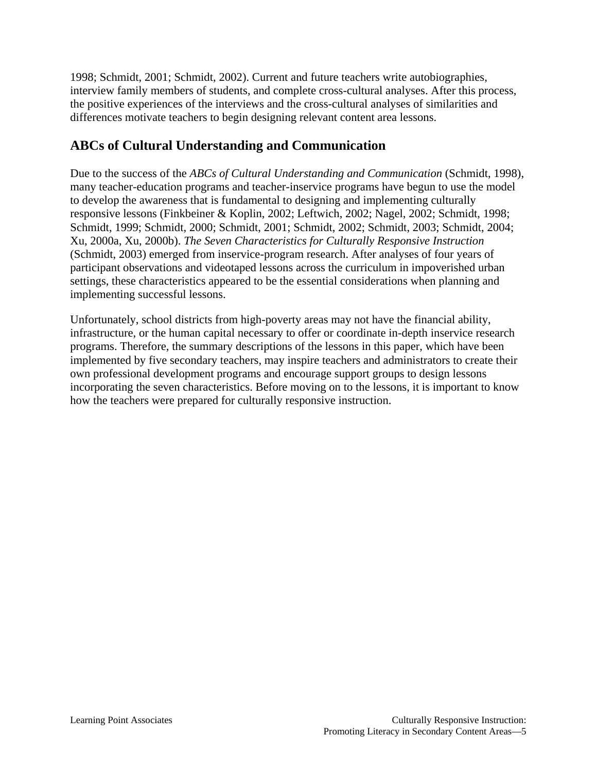1998; Schmidt, 2001; Schmidt, 2002). Current and future teachers write autobiographies, interview family members of students, and complete cross-cultural analyses. After this process, the positive experiences of the interviews and the cross-cultural analyses of similarities and differences motivate teachers to begin designing relevant content area lessons.

## ABCs of Cultural Understanding and Communication

Due to the success of the *ABCs of Cultural Understanding and Communication* (Schmidt, 1998), many teacher-education programs and teacher-inservice programs have begun to use the model to develop the awareness that is fundamental to designing and implementing culturally responsive lessons (Finkbeiner & Koplin, 2002; Leftwich, 2002; Nagel, 2002; Schmidt, 1998; Schmidt, 1999; Schmidt, 2000; Schmidt, 2001; Schmidt, 2002; Schmidt, 2003; Schmidt, 2004; Xu, 2000a, Xu, 2000b). *The Seven Characteristics for Culturally Responsive Instruction* (Schmidt, 2003) emerged from inservice-program research. After analyses of four years of participant observations and videotaped lessons across the curriculum in impoverished urban settings, these characteristics appeared to be the essential considerations when planning and implementing successful lessons.

Unfortunately, school districts from high-poverty areas may not have the financial ability, infrastructure, or the human capital necessary to offer or coordinate in-depth inservice research programs. Therefore, the summary descriptions of the lessons in this paper, which have been implemented by five secondary teachers, may inspire teachers and administrators to create their own professional development programs and encourage support groups to design lessons incorporating the seven characteristics. Before moving on to the lessons, it is important to know how the teachers were prepared for culturally responsive instruction.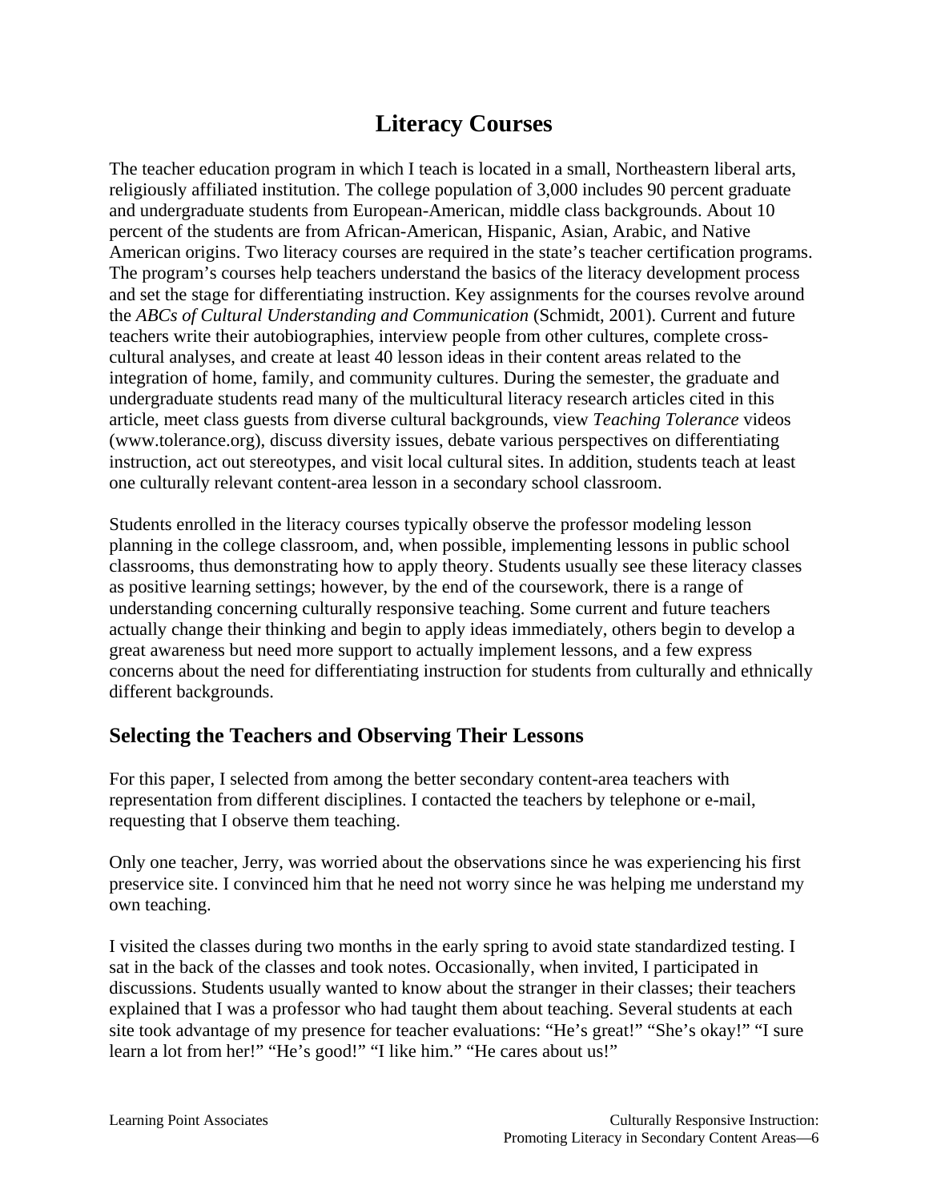# Literacy Courses

The teacher education program in which I teach is located in a small, Northeastern liberal arts, religiously affiliated institution. The college population of 3,000 includes 90 percent graduate and undergraduate students from European-American, middle class backgrounds. About 10 percent of the students are from African-American, Hispanic, Asian, Arabic, and Native American origins. Two literacy courses are required in the state's teacher certification programs. The program's courses help teachers understand the basics of the literacy development process and set the stage for differentiating instruction. Key assignments for the courses revolve around the *ABCs of Cultural Understanding and Communication* (Schmidt, 2001). Current and future teachers write their autobiographies, interview people from other cultures, complete cross-cultural analyses, and create at least 40 lesson ideas in their content areas related to the integration of home, family, and community cultures. During the semester, the graduate and undergraduate students read many of the multicultural literacy research articles cited in this article, meet class guests from diverse cultural backgrounds, view *Teaching Tolerance* videos (www.tolerance.org), discuss diversity issues, debate various perspectives on differentiating instruction, act out stereotypes, and visit local cultural sites. In addition, students teach at least one culturally relevant content-area lesson in a secondary school classroom.

Students enrolled in the literacy courses typically observe the professor modeling lesson planning in the college classroom, and, when possible, implementing lessons in public school classrooms, thus demonstrating how to apply theory. Students usually see these literacy classes as positive learning settings; however, by the end of the coursework, there is a range of understanding concerning culturally responsive teaching. Some current and future teachers actually change their thinking and begin to apply ideas immediately, others begin to develop a great awareness but need more support to actually implement lessons, and a few express concerns about the need for differentiating instruction for students from culturally and ethnically different backgrounds.

## Selecting the Teachers and Observing Their Lessons

For this paper, I selected from among the better secondary content-area teachers with representation from different disciplines. I contacted the teachers by telephone or e-mail, requesting that I observe them teaching.

Only one teacher, Jerry, was worried about the observations since he was experiencing his first preservice site. I convinced him that he need not worry since he was helping me understand my own teaching.

I visited the classes during two months in the early spring to avoid state standardized testing. I sat in the back of the classes and took notes. Occasionally, when invited, I participated in discussions. Students usually wanted to know about the stranger in their classes; their teachers explained that I was a professor who had taught them about teaching. Several students at each site took advantage of my presence for teacher evaluations: "He's great!" "She's okay!" "I sure learn a lot from her!" "He's good!" "I like him." "He cares about us!"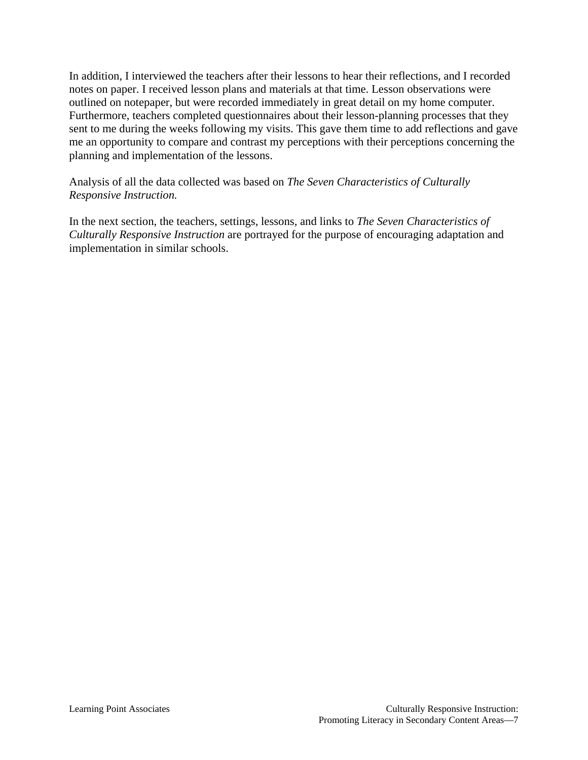In addition, I interviewed the teachers after their lessons to hear their reflections, and I recorded notes on paper. I received lesson plans and materials at that time. Lesson observations were outlined on notepaper, but were recorded immediately in great detail on my home computer. Furthermore, teachers completed questionnaires about their lesson-planning processes that they sent to me during the weeks following my visits. This gave them time to add reflections and gave me an opportunity to compare and contrast my perceptions with their perceptions concerning the planning and implementation of the lessons.

Analysis of all the data collected was based on *The Seven Characteristics of Culturally Responsive Instruction.*

In the next section, the teachers, settings, lessons, and links to *The Seven Characteristics of Culturally Responsive Instruction* are portrayed for the purpose of encouraging adaptation and implementation in similar schools.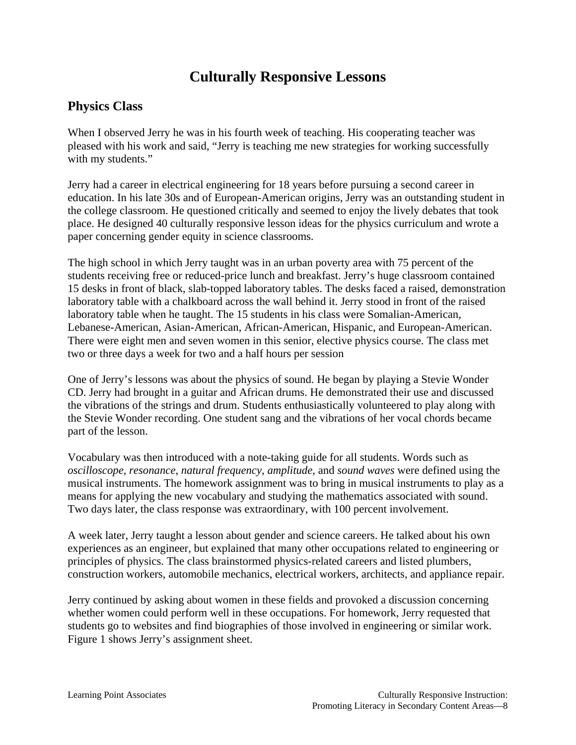# Culturally Responsive Lessons

## Physics Class

When I observed Jerry he was in his fourth week of teaching. His cooperating teacher was pleased with his work and said, "Jerry is teaching me new strategies for working successfully with my students."

Jerry had a career in electrical engineering for 18 years before pursuing a second career in education. In his late 30s and of European-American origins, Jerry was an outstanding student in the college classroom. He questioned critically and seemed to enjoy the lively debates that took place. He designed 40 culturally responsive lesson ideas for the physics curriculum and wrote a paper concerning gender equity in science classrooms.

The high school in which Jerry taught was in an urban poverty area with 75 percent of the students receiving free or reduced-price lunch and breakfast. Jerry's huge classroom contained 15 desks in front of black, slab-topped laboratory tables. The desks faced a raised, demonstration laboratory table with a chalkboard across the wall behind it. Jerry stood in front of the raised laboratory table when he taught. The 15 students in his class were Somalian-American, Lebanese-American, Asian-American, African-American, Hispanic, and European-American. There were eight men and seven women in this senior, elective physics course. The class met two or three days a week for two and a half hours per session

One of Jerry's lessons was about the physics of sound. He began by playing a Stevie Wonder CD. Jerry had brought in a guitar and African drums. He demonstrated their use and discussed the vibrations of the strings and drum. Students enthusiastically volunteered to play along with the Stevie Wonder recording. One student sang and the vibrations of her vocal chords became part of the lesson.

Vocabulary was then introduced with a note-taking guide for all students. Words such as *oscilloscope*, *resonance*, *natural frequency*, *amplitude*, and *sound waves* were defined using the musical instruments. The homework assignment was to bring in musical instruments to play as a means for applying the new vocabulary and studying the mathematics associated with sound. Two days later, the class response was extraordinary, with 100 percent involvement.

A week later, Jerry taught a lesson about gender and science careers. He talked about his own experiences as an engineer, but explained that many other occupations related to engineering or principles of physics. The class brainstormed physics-related careers and listed plumbers, construction workers, automobile mechanics, electrical workers, architects, and appliance repair.

Jerry continued by asking about women in these fields and provoked a discussion concerning whether women could perform well in these occupations. For homework, Jerry requested that students go to websites and find biographies of those involved in engineering or similar work. Figure 1 shows Jerry's assignment sheet.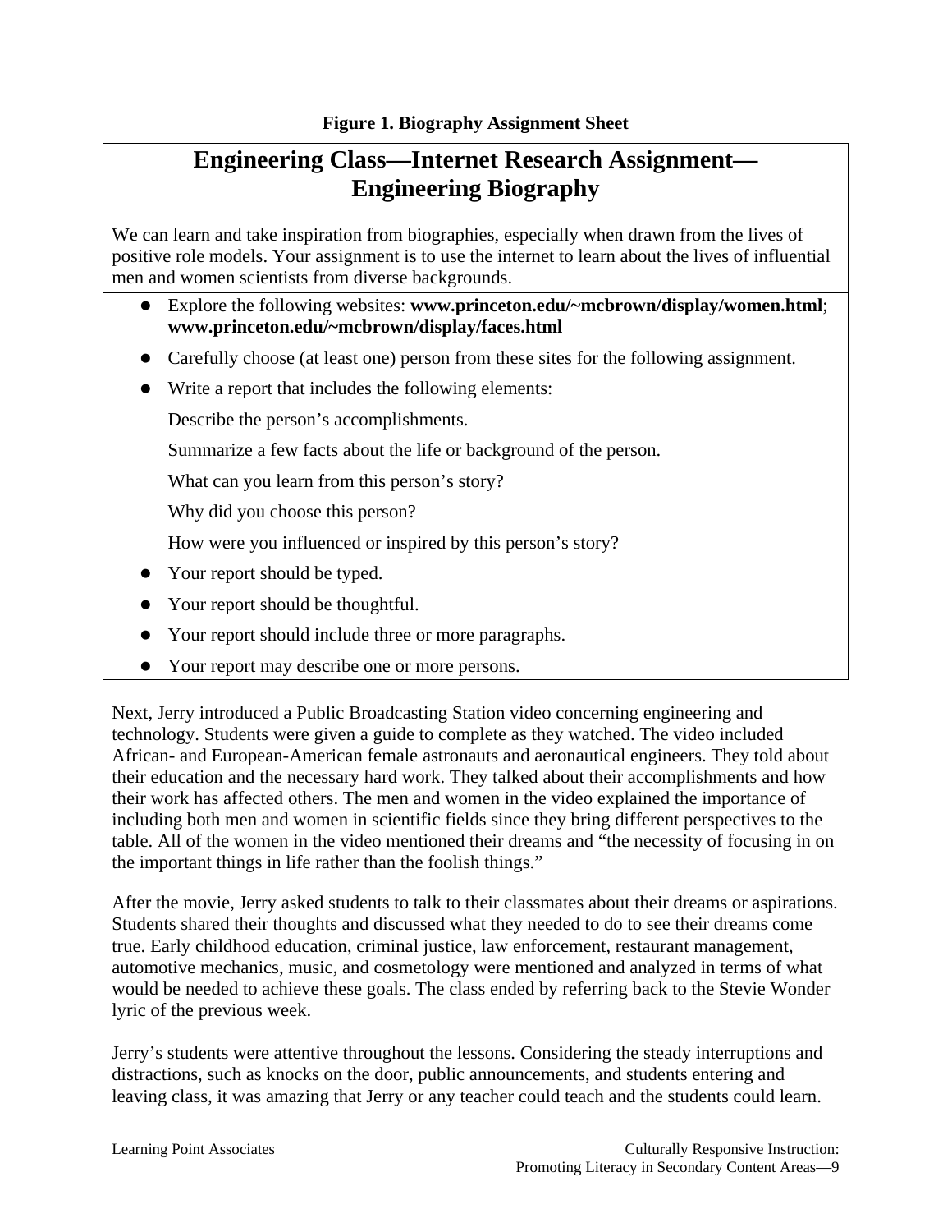**Figure 1. Biography Assignment Sheet**

## Engineering Class—Internet Research Assignment—Engineering Biography

We can learn and take inspiration from biographies, especially when drawn from the lives of positive role models. Your assignment is to use the internet to learn about the lives of influential men and women scientists from diverse backgrounds.

- Explore the following websites: **www.princeton.edu/~mcbrown/display/women.html**; **www.princeton.edu/~mcbrown/display/faces.html**
- Carefully choose (at least one) person from these sites for the following assignment.
- Write a report that includes the following elements:

  Describe the person's accomplishments.

  Summarize a few facts about the life or background of the person.

  What can you learn from this person's story?

  Why did you choose this person?

  How were you influenced or inspired by this person's story?
- Your report should be typed.
- Your report should be thoughtful.
- Your report should include three or more paragraphs.
- Your report may describe one or more persons.

Next, Jerry introduced a Public Broadcasting Station video concerning engineering and technology. Students were given a guide to complete as they watched. The video included African- and European-American female astronauts and aeronautical engineers. They told about their education and the necessary hard work. They talked about their accomplishments and how their work has affected others. The men and women in the video explained the importance of including both men and women in scientific fields since they bring different perspectives to the table. All of the women in the video mentioned their dreams and "the necessity of focusing in on the important things in life rather than the foolish things."

After the movie, Jerry asked students to talk to their classmates about their dreams or aspirations. Students shared their thoughts and discussed what they needed to do to see their dreams come true. Early childhood education, criminal justice, law enforcement, restaurant management, automotive mechanics, music, and cosmetology were mentioned and analyzed in terms of what would be needed to achieve these goals. The class ended by referring back to the Stevie Wonder lyric of the previous week.

Jerry's students were attentive throughout the lessons. Considering the steady interruptions and distractions, such as knocks on the door, public announcements, and students entering and leaving class, it was amazing that Jerry or any teacher could teach and the students could learn.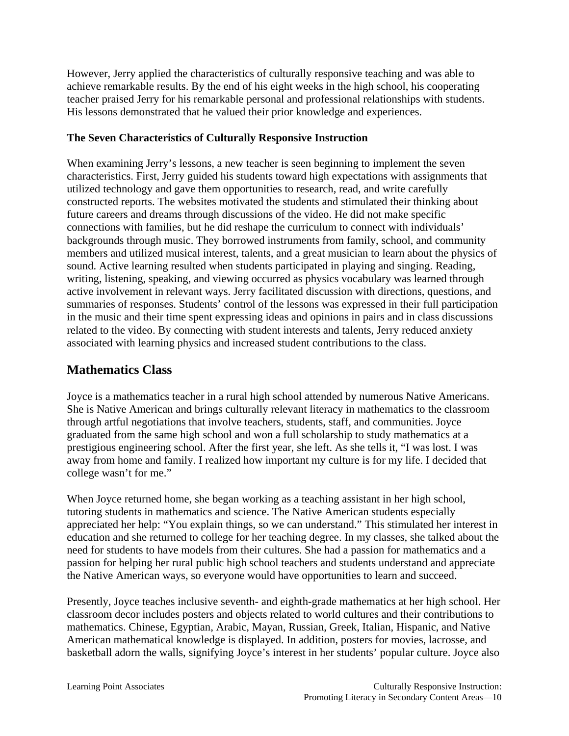However, Jerry applied the characteristics of culturally responsive teaching and was able to achieve remarkable results. By the end of his eight weeks in the high school, his cooperating teacher praised Jerry for his remarkable personal and professional relationships with students. His lessons demonstrated that he valued their prior knowledge and experiences.

**The Seven Characteristics of Culturally Responsive Instruction**

When examining Jerry's lessons, a new teacher is seen beginning to implement the seven characteristics. First, Jerry guided his students toward high expectations with assignments that utilized technology and gave them opportunities to research, read, and write carefully constructed reports. The websites motivated the students and stimulated their thinking about future careers and dreams through discussions of the video. He did not make specific connections with families, but he did reshape the curriculum to connect with individuals' backgrounds through music. They borrowed instruments from family, school, and community members and utilized musical interest, talents, and a great musician to learn about the physics of sound. Active learning resulted when students participated in playing and singing. Reading, writing, listening, speaking, and viewing occurred as physics vocabulary was learned through active involvement in relevant ways. Jerry facilitated discussion with directions, questions, and summaries of responses. Students' control of the lessons was expressed in their full participation in the music and their time spent expressing ideas and opinions in pairs and in class discussions related to the video. By connecting with student interests and talents, Jerry reduced anxiety associated with learning physics and increased student contributions to the class.

## Mathematics Class

Joyce is a mathematics teacher in a rural high school attended by numerous Native Americans. She is Native American and brings culturally relevant literacy in mathematics to the classroom through artful negotiations that involve teachers, students, staff, and communities. Joyce graduated from the same high school and won a full scholarship to study mathematics at a prestigious engineering school. After the first year, she left. As she tells it, "I was lost. I was away from home and family. I realized how important my culture is for my life. I decided that college wasn't for me."

When Joyce returned home, she began working as a teaching assistant in her high school, tutoring students in mathematics and science. The Native American students especially appreciated her help: "You explain things, so we can understand." This stimulated her interest in education and she returned to college for her teaching degree. In my classes, she talked about the need for students to have models from their cultures. She had a passion for mathematics and a passion for helping her rural public high school teachers and students understand and appreciate the Native American ways, so everyone would have opportunities to learn and succeed.

Presently, Joyce teaches inclusive seventh- and eighth-grade mathematics at her high school. Her classroom decor includes posters and objects related to world cultures and their contributions to mathematics. Chinese, Egyptian, Arabic, Mayan, Russian, Greek, Italian, Hispanic, and Native American mathematical knowledge is displayed. In addition, posters for movies, lacrosse, and basketball adorn the walls, signifying Joyce's interest in her students' popular culture. Joyce also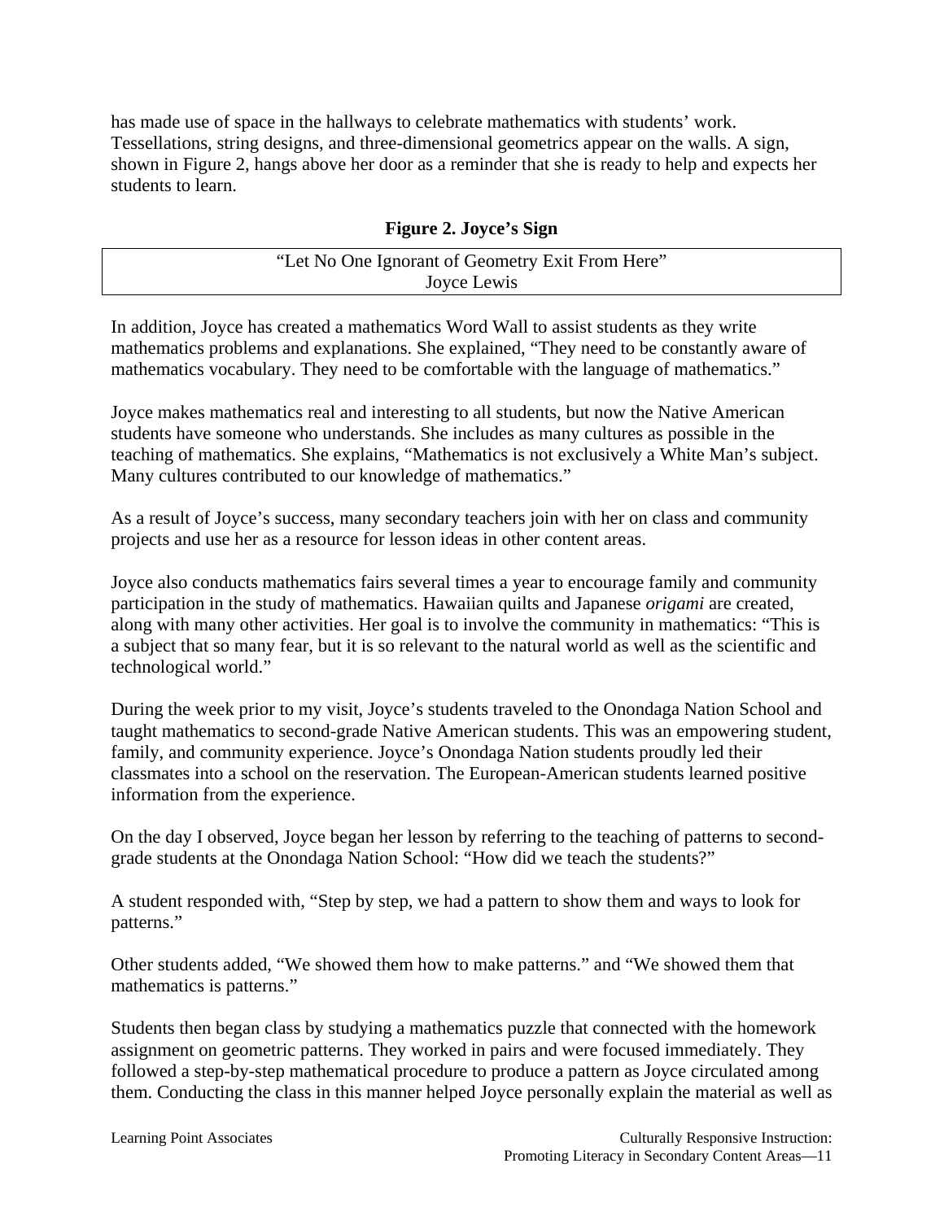has made use of space in the hallways to celebrate mathematics with students' work. Tessellations, string designs, and three-dimensional geometrics appear on the walls. A sign, shown in Figure 2, hangs above her door as a reminder that she is ready to help and expects her students to learn.

**Figure 2. Joyce's Sign**

| "Let No One Ignorant of Geometry Exit From Here"<br>Joyce Lewis |
|---|

In addition, Joyce has created a mathematics Word Wall to assist students as they write mathematics problems and explanations. She explained, "They need to be constantly aware of mathematics vocabulary. They need to be comfortable with the language of mathematics."

Joyce makes mathematics real and interesting to all students, but now the Native American students have someone who understands. She includes as many cultures as possible in the teaching of mathematics. She explains, "Mathematics is not exclusively a White Man's subject. Many cultures contributed to our knowledge of mathematics."

As a result of Joyce's success, many secondary teachers join with her on class and community projects and use her as a resource for lesson ideas in other content areas.

Joyce also conducts mathematics fairs several times a year to encourage family and community participation in the study of mathematics. Hawaiian quilts and Japanese *origami* are created, along with many other activities. Her goal is to involve the community in mathematics: "This is a subject that so many fear, but it is so relevant to the natural world as well as the scientific and technological world."

During the week prior to my visit, Joyce's students traveled to the Onondaga Nation School and taught mathematics to second-grade Native American students. This was an empowering student, family, and community experience. Joyce's Onondaga Nation students proudly led their classmates into a school on the reservation. The European-American students learned positive information from the experience.

On the day I observed, Joyce began her lesson by referring to the teaching of patterns to second-grade students at the Onondaga Nation School: "How did we teach the students?"

A student responded with, "Step by step, we had a pattern to show them and ways to look for patterns."

Other students added, "We showed them how to make patterns." and "We showed them that mathematics is patterns."

Students then began class by studying a mathematics puzzle that connected with the homework assignment on geometric patterns. They worked in pairs and were focused immediately. They followed a step-by-step mathematical procedure to produce a pattern as Joyce circulated among them. Conducting the class in this manner helped Joyce personally explain the material as well as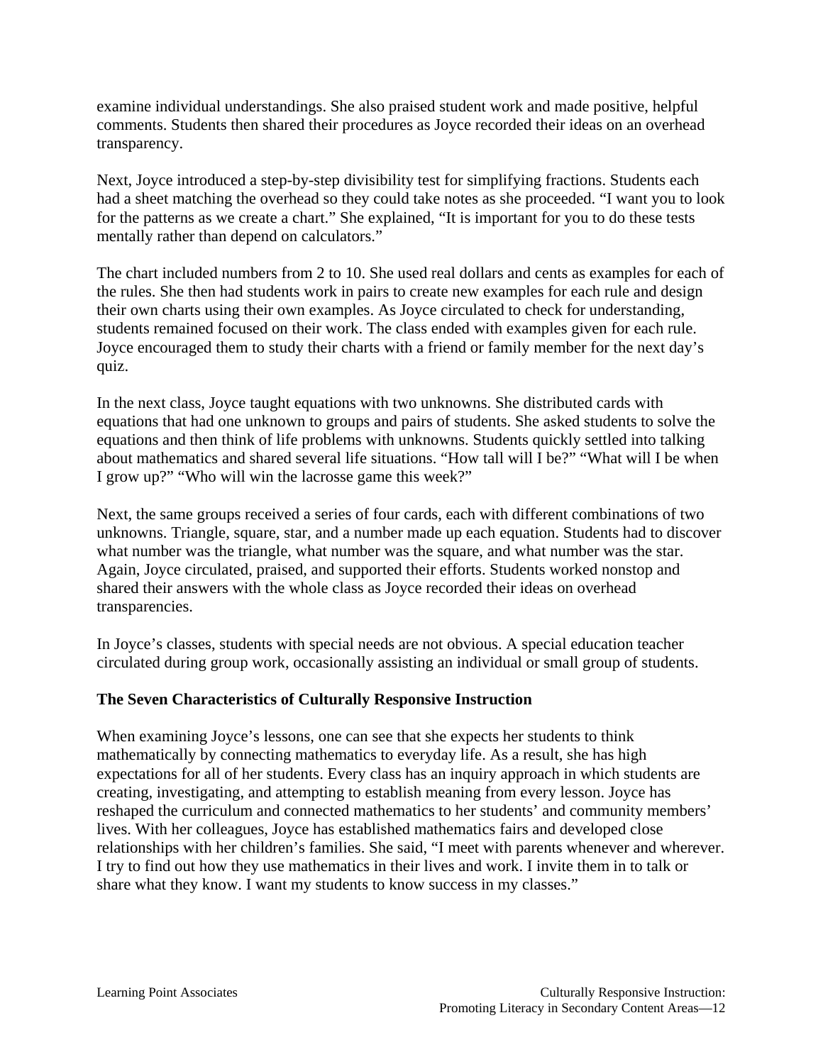examine individual understandings. She also praised student work and made positive, helpful comments. Students then shared their procedures as Joyce recorded their ideas on an overhead transparency.

Next, Joyce introduced a step-by-step divisibility test for simplifying fractions. Students each had a sheet matching the overhead so they could take notes as she proceeded. "I want you to look for the patterns as we create a chart." She explained, "It is important for you to do these tests mentally rather than depend on calculators."

The chart included numbers from 2 to 10. She used real dollars and cents as examples for each of the rules. She then had students work in pairs to create new examples for each rule and design their own charts using their own examples. As Joyce circulated to check for understanding, students remained focused on their work. The class ended with examples given for each rule. Joyce encouraged them to study their charts with a friend or family member for the next day's quiz.

In the next class, Joyce taught equations with two unknowns. She distributed cards with equations that had one unknown to groups and pairs of students. She asked students to solve the equations and then think of life problems with unknowns. Students quickly settled into talking about mathematics and shared several life situations. "How tall will I be?" "What will I be when I grow up?" "Who will win the lacrosse game this week?"

Next, the same groups received a series of four cards, each with different combinations of two unknowns. Triangle, square, star, and a number made up each equation. Students had to discover what number was the triangle, what number was the square, and what number was the star. Again, Joyce circulated, praised, and supported their efforts. Students worked nonstop and shared their answers with the whole class as Joyce recorded their ideas on overhead transparencies.

In Joyce's classes, students with special needs are not obvious. A special education teacher circulated during group work, occasionally assisting an individual or small group of students.

### The Seven Characteristics of Culturally Responsive Instruction

When examining Joyce's lessons, one can see that she expects her students to think mathematically by connecting mathematics to everyday life. As a result, she has high expectations for all of her students. Every class has an inquiry approach in which students are creating, investigating, and attempting to establish meaning from every lesson. Joyce has reshaped the curriculum and connected mathematics to her students' and community members' lives. With her colleagues, Joyce has established mathematics fairs and developed close relationships with her children's families. She said, "I meet with parents whenever and wherever. I try to find out how they use mathematics in their lives and work. I invite them in to talk or share what they know. I want my students to know success in my classes."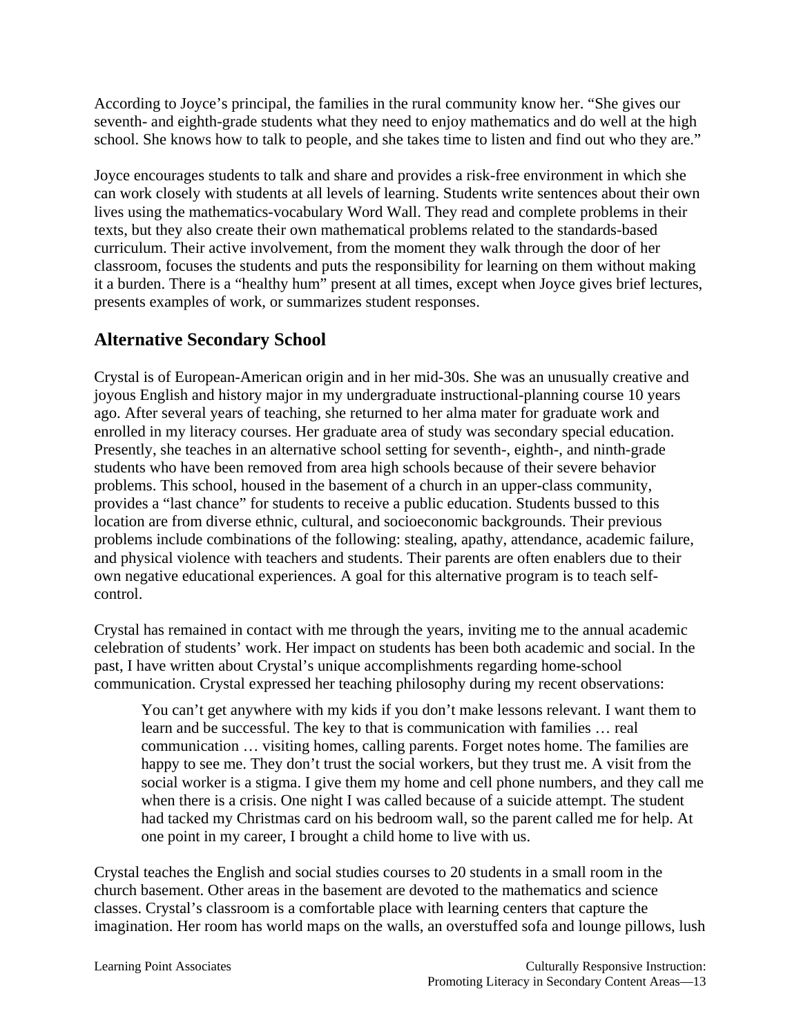According to Joyce's principal, the families in the rural community know her. "She gives our seventh- and eighth-grade students what they need to enjoy mathematics and do well at the high school. She knows how to talk to people, and she takes time to listen and find out who they are."

Joyce encourages students to talk and share and provides a risk-free environment in which she can work closely with students at all levels of learning. Students write sentences about their own lives using the mathematics-vocabulary Word Wall. They read and complete problems in their texts, but they also create their own mathematical problems related to the standards-based curriculum. Their active involvement, from the moment they walk through the door of her classroom, focuses the students and puts the responsibility for learning on them without making it a burden. There is a "healthy hum" present at all times, except when Joyce gives brief lectures, presents examples of work, or summarizes student responses.

## Alternative Secondary School

Crystal is of European-American origin and in her mid-30s. She was an unusually creative and joyous English and history major in my undergraduate instructional-planning course 10 years ago. After several years of teaching, she returned to her alma mater for graduate work and enrolled in my literacy courses. Her graduate area of study was secondary special education. Presently, she teaches in an alternative school setting for seventh-, eighth-, and ninth-grade students who have been removed from area high schools because of their severe behavior problems. This school, housed in the basement of a church in an upper-class community, provides a "last chance" for students to receive a public education. Students bussed to this location are from diverse ethnic, cultural, and socioeconomic backgrounds. Their previous problems include combinations of the following: stealing, apathy, attendance, academic failure, and physical violence with teachers and students. Their parents are often enablers due to their own negative educational experiences. A goal for this alternative program is to teach self-control.

Crystal has remained in contact with me through the years, inviting me to the annual academic celebration of students' work. Her impact on students has been both academic and social. In the past, I have written about Crystal's unique accomplishments regarding home-school communication. Crystal expressed her teaching philosophy during my recent observations:

> You can't get anywhere with my kids if you don't make lessons relevant. I want them to learn and be successful. The key to that is communication with families … real communication … visiting homes, calling parents. Forget notes home. The families are happy to see me. They don't trust the social workers, but they trust me. A visit from the social worker is a stigma. I give them my home and cell phone numbers, and they call me when there is a crisis. One night I was called because of a suicide attempt. The student had tacked my Christmas card on his bedroom wall, so the parent called me for help. At one point in my career, I brought a child home to live with us.

Crystal teaches the English and social studies courses to 20 students in a small room in the church basement. Other areas in the basement are devoted to the mathematics and science classes. Crystal's classroom is a comfortable place with learning centers that capture the imagination. Her room has world maps on the walls, an overstuffed sofa and lounge pillows, lush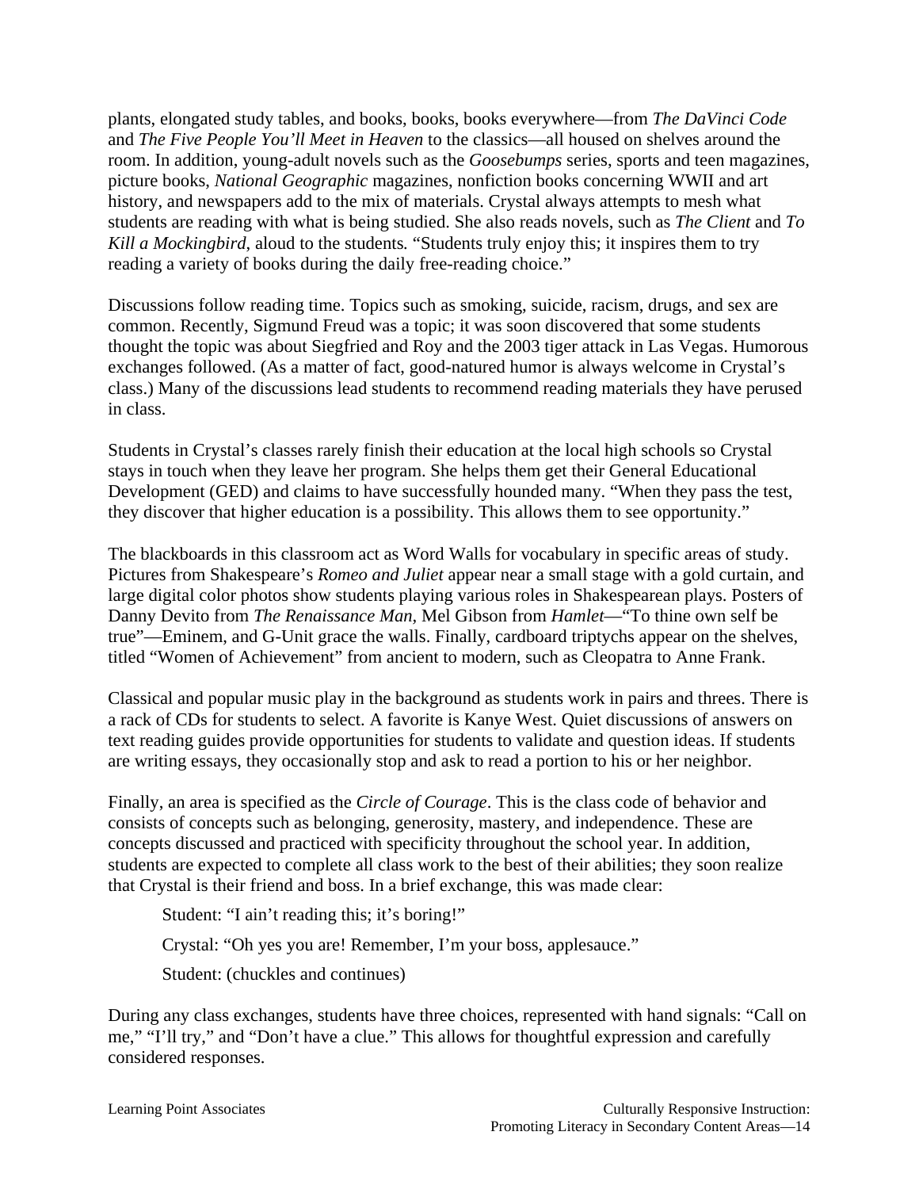plants, elongated study tables, and books, books, books everywhere—from *The DaVinci Code* and *The Five People You'll Meet in Heaven* to the classics—all housed on shelves around the room. In addition, young-adult novels such as the *Goosebumps* series, sports and teen magazines, picture books, *National Geographic* magazines, nonfiction books concerning WWII and art history, and newspapers add to the mix of materials. Crystal always attempts to mesh what students are reading with what is being studied. She also reads novels, such as *The Client* and *To Kill a Mockingbird*, aloud to the students. "Students truly enjoy this; it inspires them to try reading a variety of books during the daily free-reading choice."

Discussions follow reading time. Topics such as smoking, suicide, racism, drugs, and sex are common. Recently, Sigmund Freud was a topic; it was soon discovered that some students thought the topic was about Siegfried and Roy and the 2003 tiger attack in Las Vegas. Humorous exchanges followed. (As a matter of fact, good-natured humor is always welcome in Crystal's class.) Many of the discussions lead students to recommend reading materials they have perused in class.

Students in Crystal's classes rarely finish their education at the local high schools so Crystal stays in touch when they leave her program. She helps them get their General Educational Development (GED) and claims to have successfully hounded many. "When they pass the test, they discover that higher education is a possibility. This allows them to see opportunity."

The blackboards in this classroom act as Word Walls for vocabulary in specific areas of study. Pictures from Shakespeare's *Romeo and Juliet* appear near a small stage with a gold curtain, and large digital color photos show students playing various roles in Shakespearean plays. Posters of Danny Devito from *The Renaissance Man*, Mel Gibson from *Hamlet*—"To thine own self be true"—Eminem, and G-Unit grace the walls. Finally, cardboard triptychs appear on the shelves, titled "Women of Achievement" from ancient to modern, such as Cleopatra to Anne Frank.

Classical and popular music play in the background as students work in pairs and threes. There is a rack of CDs for students to select. A favorite is Kanye West. Quiet discussions of answers on text reading guides provide opportunities for students to validate and question ideas. If students are writing essays, they occasionally stop and ask to read a portion to his or her neighbor.

Finally, an area is specified as the *Circle of Courage*. This is the class code of behavior and consists of concepts such as belonging, generosity, mastery, and independence. These are concepts discussed and practiced with specificity throughout the school year. In addition, students are expected to complete all class work to the best of their abilities; they soon realize that Crystal is their friend and boss. In a brief exchange, this was made clear:

> Student: "I ain't reading this; it's boring!"
>
> Crystal: "Oh yes you are! Remember, I'm your boss, applesauce."
>
> Student: (chuckles and continues)

During any class exchanges, students have three choices, represented with hand signals: "Call on me," "I'll try," and "Don't have a clue." This allows for thoughtful expression and carefully considered responses.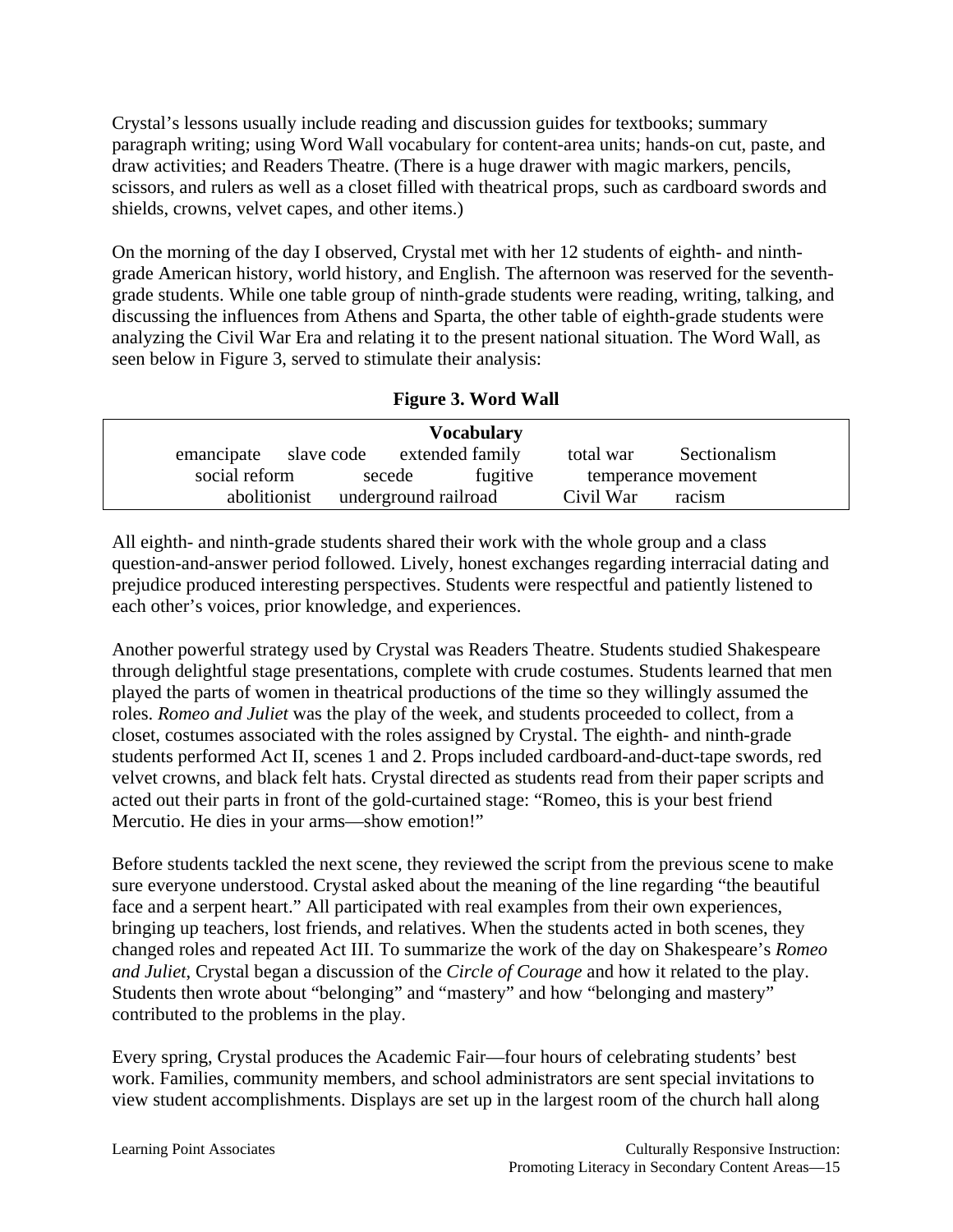Crystal's lessons usually include reading and discussion guides for textbooks; summary paragraph writing; using Word Wall vocabulary for content-area units; hands-on cut, paste, and draw activities; and Readers Theatre. (There is a huge drawer with magic markers, pencils, scissors, and rulers as well as a closet filled with theatrical props, such as cardboard swords and shields, crowns, velvet capes, and other items.)

On the morning of the day I observed, Crystal met with her 12 students of eighth- and ninth-grade American history, world history, and English. The afternoon was reserved for the seventh-grade students. While one table group of ninth-grade students were reading, writing, talking, and discussing the influences from Athens and Sparta, the other table of eighth-grade students were analyzing the Civil War Era and relating it to the present national situation. The Word Wall, as seen below in Figure 3, served to stimulate their analysis:

**Figure 3. Word Wall**

| Vocabulary | | | | |
|---|---|---|---|---|
| emancipate | slave code | extended family | total war | Sectionalism |
| social reform | secede | fugitive | temperance movement | |
| abolitionist | underground railroad | Civil War | racism | |

All eighth- and ninth-grade students shared their work with the whole group and a class question-and-answer period followed. Lively, honest exchanges regarding interracial dating and prejudice produced interesting perspectives. Students were respectful and patiently listened to each other's voices, prior knowledge, and experiences.

Another powerful strategy used by Crystal was Readers Theatre. Students studied Shakespeare through delightful stage presentations, complete with crude costumes. Students learned that men played the parts of women in theatrical productions of the time so they willingly assumed the roles. *Romeo and Juliet* was the play of the week, and students proceeded to collect, from a closet, costumes associated with the roles assigned by Crystal. The eighth- and ninth-grade students performed Act II, scenes 1 and 2. Props included cardboard-and-duct-tape swords, red velvet crowns, and black felt hats. Crystal directed as students read from their paper scripts and acted out their parts in front of the gold-curtained stage: "Romeo, this is your best friend Mercutio. He dies in your arms—show emotion!"

Before students tackled the next scene, they reviewed the script from the previous scene to make sure everyone understood. Crystal asked about the meaning of the line regarding "the beautiful face and a serpent heart." All participated with real examples from their own experiences, bringing up teachers, lost friends, and relatives. When the students acted in both scenes, they changed roles and repeated Act III. To summarize the work of the day on Shakespeare's *Romeo and Juliet*, Crystal began a discussion of the *Circle of Courage* and how it related to the play. Students then wrote about "belonging" and "mastery" and how "belonging and mastery" contributed to the problems in the play.

Every spring, Crystal produces the Academic Fair—four hours of celebrating students' best work. Families, community members, and school administrators are sent special invitations to view student accomplishments. Displays are set up in the largest room of the church hall along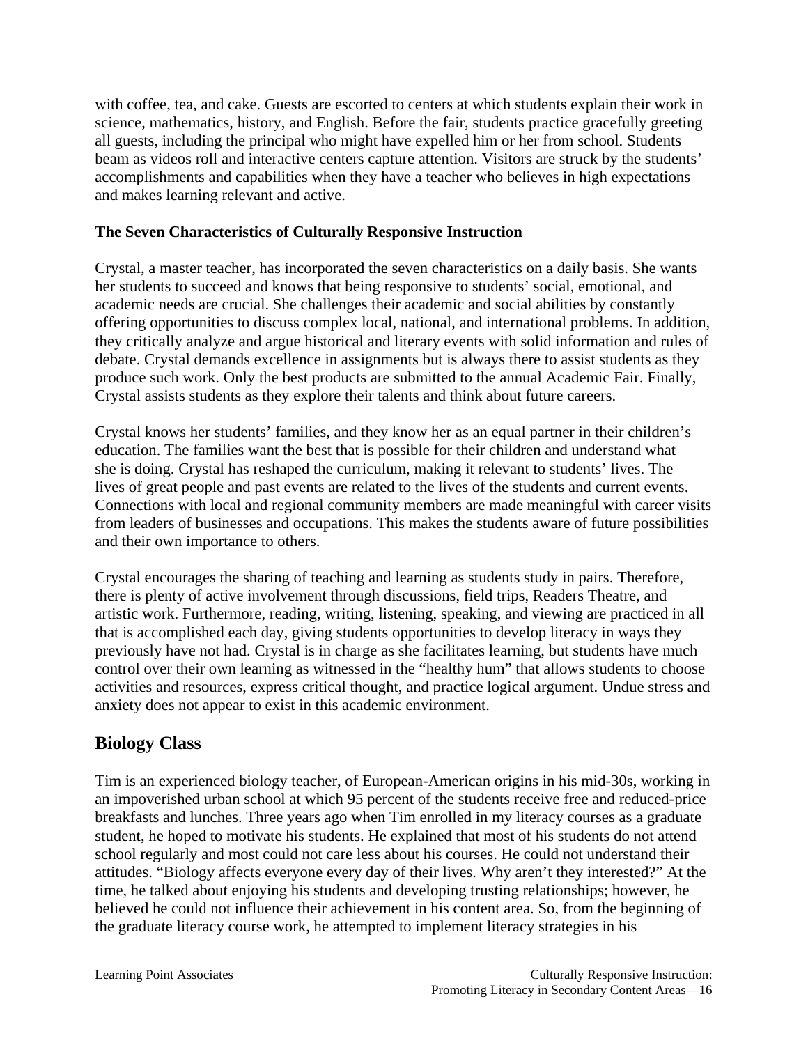with coffee, tea, and cake. Guests are escorted to centers at which students explain their work in science, mathematics, history, and English. Before the fair, students practice gracefully greeting all guests, including the principal who might have expelled him or her from school. Students beam as videos roll and interactive centers capture attention. Visitors are struck by the students' accomplishments and capabilities when they have a teacher who believes in high expectations and makes learning relevant and active.

### The Seven Characteristics of Culturally Responsive Instruction

Crystal, a master teacher, has incorporated the seven characteristics on a daily basis. She wants her students to succeed and knows that being responsive to students' social, emotional, and academic needs are crucial. She challenges their academic and social abilities by constantly offering opportunities to discuss complex local, national, and international problems. In addition, they critically analyze and argue historical and literary events with solid information and rules of debate. Crystal demands excellence in assignments but is always there to assist students as they produce such work. Only the best products are submitted to the annual Academic Fair. Finally, Crystal assists students as they explore their talents and think about future careers.

Crystal knows her students' families, and they know her as an equal partner in their children's education. The families want the best that is possible for their children and understand what she is doing. Crystal has reshaped the curriculum, making it relevant to students' lives. The lives of great people and past events are related to the lives of the students and current events. Connections with local and regional community members are made meaningful with career visits from leaders of businesses and occupations. This makes the students aware of future possibilities and their own importance to others.

Crystal encourages the sharing of teaching and learning as students study in pairs. Therefore, there is plenty of active involvement through discussions, field trips, Readers Theatre, and artistic work. Furthermore, reading, writing, listening, speaking, and viewing are practiced in all that is accomplished each day, giving students opportunities to develop literacy in ways they previously have not had. Crystal is in charge as she facilitates learning, but students have much control over their own learning as witnessed in the "healthy hum" that allows students to choose activities and resources, express critical thought, and practice logical argument. Undue stress and anxiety does not appear to exist in this academic environment.

## Biology Class

Tim is an experienced biology teacher, of European-American origins in his mid-30s, working in an impoverished urban school at which 95 percent of the students receive free and reduced-price breakfasts and lunches. Three years ago when Tim enrolled in my literacy courses as a graduate student, he hoped to motivate his students. He explained that most of his students do not attend school regularly and most could not care less about his courses. He could not understand their attitudes. "Biology affects everyone every day of their lives. Why aren't they interested?" At the time, he talked about enjoying his students and developing trusting relationships; however, he believed he could not influence their achievement in his content area. So, from the beginning of the graduate literacy course work, he attempted to implement literacy strategies in his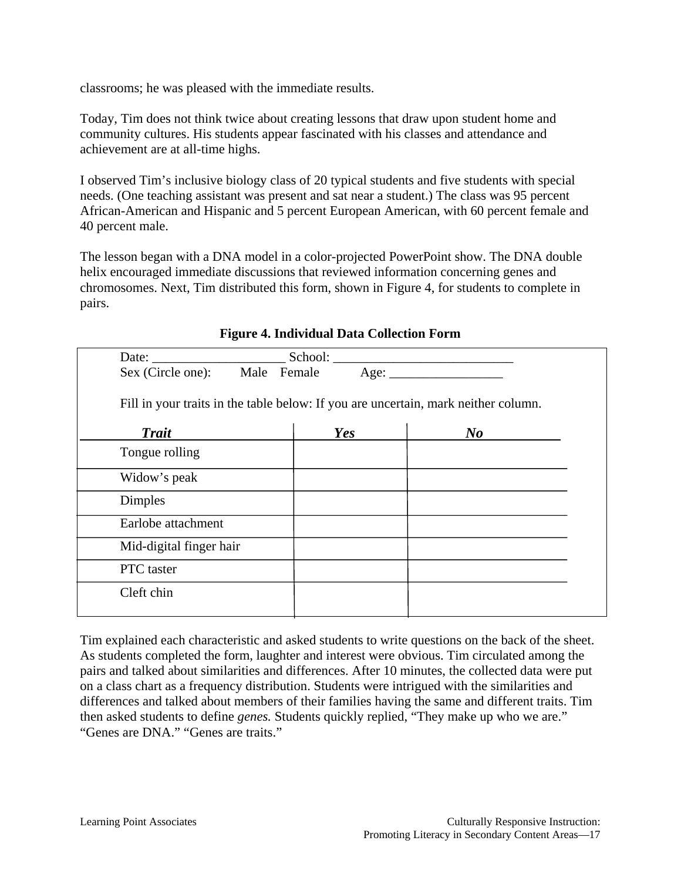classrooms; he was pleased with the immediate results.

Today, Tim does not think twice about creating lessons that draw upon student home and community cultures. His students appear fascinated with his classes and attendance and achievement are at all-time highs.

I observed Tim's inclusive biology class of 20 typical students and five students with special needs. (One teaching assistant was present and sat near a student.) The class was 95 percent African-American and Hispanic and 5 percent European American, with 60 percent female and 40 percent male.

The lesson began with a DNA model in a color-projected PowerPoint show. The DNA double helix encouraged immediate discussions that reviewed information concerning genes and chromosomes. Next, Tim distributed this form, shown in Figure 4, for students to complete in pairs.

**Figure 4. Individual Data Collection Form**

Date: ____________________ School: ___________________________

Sex (Circle one): Male Female Age: _________________

Fill in your traits in the table below: If you are uncertain, mark neither column.

| *Trait* | *Yes* | *No* |
|---|---|---|
| Tongue rolling | | |
| Widow's peak | | |
| Dimples | | |
| Earlobe attachment | | |
| Mid-digital finger hair | | |
| PTC taster | | |
| Cleft chin | | |

Tim explained each characteristic and asked students to write questions on the back of the sheet. As students completed the form, laughter and interest were obvious. Tim circulated among the pairs and talked about similarities and differences. After 10 minutes, the collected data were put on a class chart as a frequency distribution. Students were intrigued with the similarities and differences and talked about members of their families having the same and different traits. Tim then asked students to define *genes.* Students quickly replied, "They make up who we are." "Genes are DNA." "Genes are traits."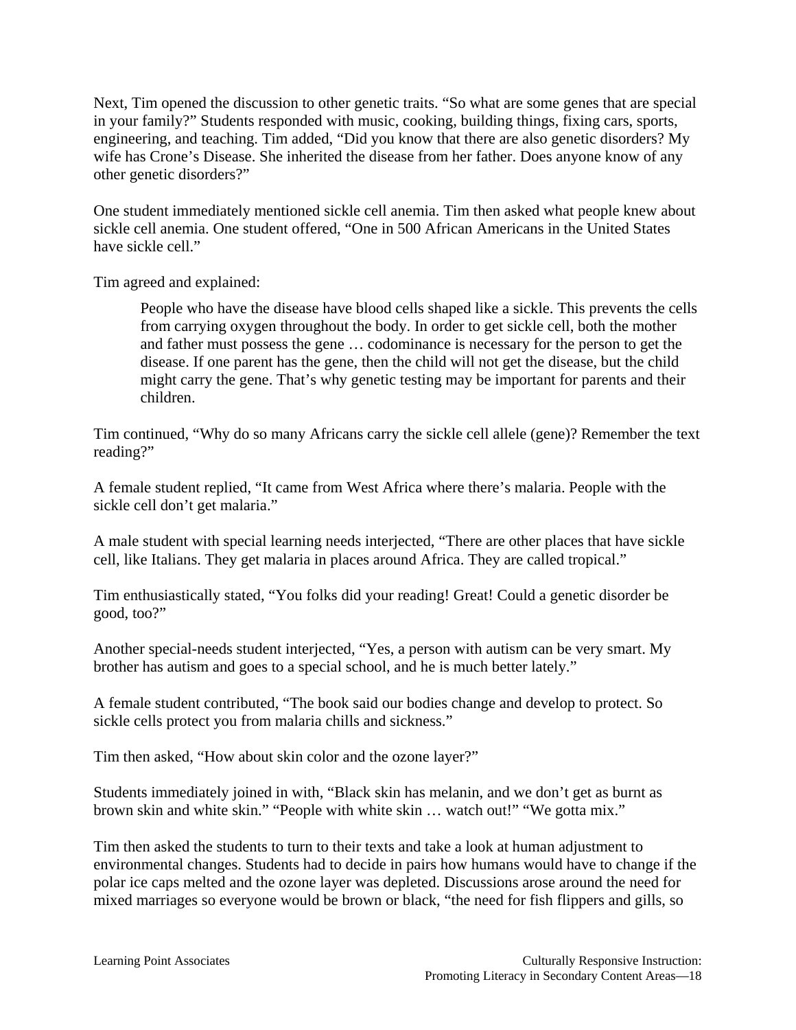Next, Tim opened the discussion to other genetic traits. “So what are some genes that are special in your family?” Students responded with music, cooking, building things, fixing cars, sports, engineering, and teaching. Tim added, “Did you know that there are also genetic disorders? My wife has Crone’s Disease. She inherited the disease from her father. Does anyone know of any other genetic disorders?”

One student immediately mentioned sickle cell anemia. Tim then asked what people knew about sickle cell anemia. One student offered, “One in 500 African Americans in the United States have sickle cell.”

Tim agreed and explained:

> People who have the disease have blood cells shaped like a sickle. This prevents the cells from carrying oxygen throughout the body. In order to get sickle cell, both the mother and father must possess the gene … codominance is necessary for the person to get the disease. If one parent has the gene, then the child will not get the disease, but the child might carry the gene. That’s why genetic testing may be important for parents and their children.

Tim continued, “Why do so many Africans carry the sickle cell allele (gene)? Remember the text reading?”

A female student replied, “It came from West Africa where there’s malaria. People with the sickle cell don’t get malaria.”

A male student with special learning needs interjected, “There are other places that have sickle cell, like Italians. They get malaria in places around Africa. They are called tropical.”

Tim enthusiastically stated, “You folks did your reading! Great! Could a genetic disorder be good, too?”

Another special-needs student interjected, “Yes, a person with autism can be very smart. My brother has autism and goes to a special school, and he is much better lately.”

A female student contributed, “The book said our bodies change and develop to protect. So sickle cells protect you from malaria chills and sickness.”

Tim then asked, “How about skin color and the ozone layer?”

Students immediately joined in with, “Black skin has melanin, and we don’t get as burnt as brown skin and white skin.” “People with white skin … watch out!” “We gotta mix.”

Tim then asked the students to turn to their texts and take a look at human adjustment to environmental changes. Students had to decide in pairs how humans would have to change if the polar ice caps melted and the ozone layer was depleted. Discussions arose around the need for mixed marriages so everyone would be brown or black, “the need for fish flippers and gills, so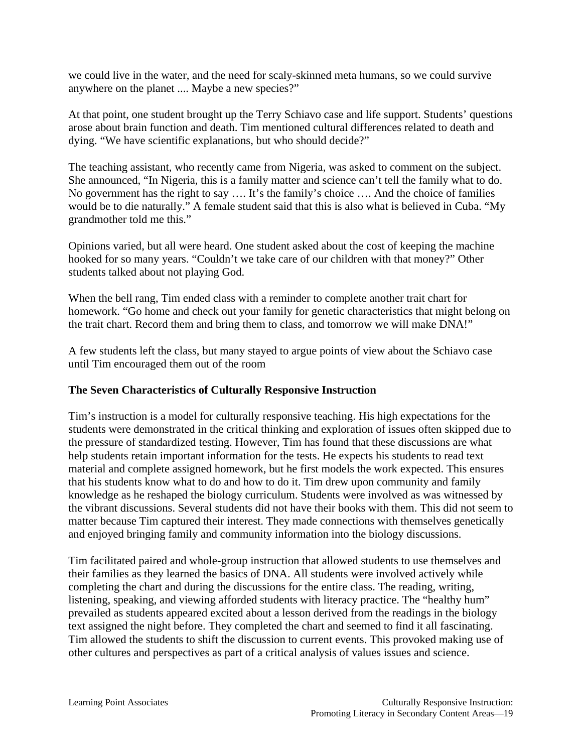we could live in the water, and the need for scaly-skinned meta humans, so we could survive anywhere on the planet .... Maybe a new species?"

At that point, one student brought up the Terry Schiavo case and life support. Students' questions arose about brain function and death. Tim mentioned cultural differences related to death and dying. "We have scientific explanations, but who should decide?"

The teaching assistant, who recently came from Nigeria, was asked to comment on the subject. She announced, "In Nigeria, this is a family matter and science can't tell the family what to do. No government has the right to say …. It's the family's choice …. And the choice of families would be to die naturally." A female student said that this is also what is believed in Cuba. "My grandmother told me this."

Opinions varied, but all were heard. One student asked about the cost of keeping the machine hooked for so many years. "Couldn't we take care of our children with that money?" Other students talked about not playing God.

When the bell rang, Tim ended class with a reminder to complete another trait chart for homework. "Go home and check out your family for genetic characteristics that might belong on the trait chart. Record them and bring them to class, and tomorrow we will make DNA!"

A few students left the class, but many stayed to argue points of view about the Schiavo case until Tim encouraged them out of the room

**The Seven Characteristics of Culturally Responsive Instruction**

Tim's instruction is a model for culturally responsive teaching. His high expectations for the students were demonstrated in the critical thinking and exploration of issues often skipped due to the pressure of standardized testing. However, Tim has found that these discussions are what help students retain important information for the tests. He expects his students to read text material and complete assigned homework, but he first models the work expected. This ensures that his students know what to do and how to do it. Tim drew upon community and family knowledge as he reshaped the biology curriculum. Students were involved as was witnessed by the vibrant discussions. Several students did not have their books with them. This did not seem to matter because Tim captured their interest. They made connections with themselves genetically and enjoyed bringing family and community information into the biology discussions.

Tim facilitated paired and whole-group instruction that allowed students to use themselves and their families as they learned the basics of DNA. All students were involved actively while completing the chart and during the discussions for the entire class. The reading, writing, listening, speaking, and viewing afforded students with literacy practice. The "healthy hum" prevailed as students appeared excited about a lesson derived from the readings in the biology text assigned the night before. They completed the chart and seemed to find it all fascinating. Tim allowed the students to shift the discussion to current events. This provoked making use of other cultures and perspectives as part of a critical analysis of values issues and science.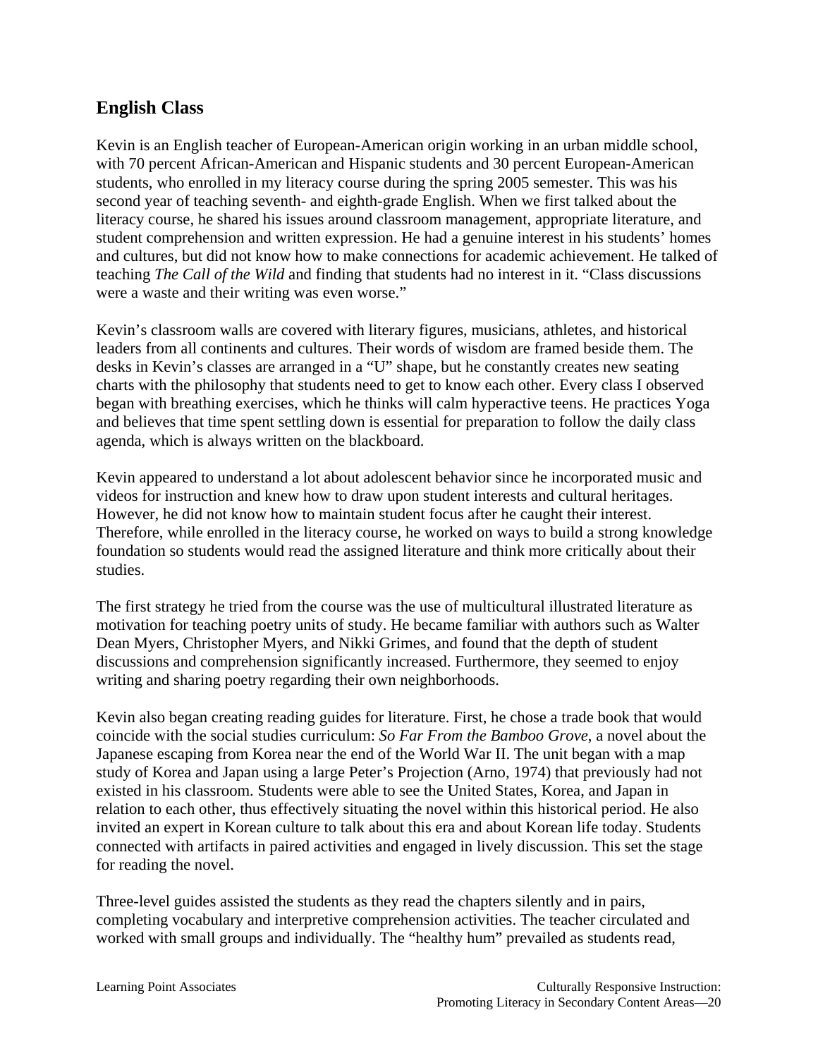## English Class

Kevin is an English teacher of European-American origin working in an urban middle school, with 70 percent African-American and Hispanic students and 30 percent European-American students, who enrolled in my literacy course during the spring 2005 semester. This was his second year of teaching seventh- and eighth-grade English. When we first talked about the literacy course, he shared his issues around classroom management, appropriate literature, and student comprehension and written expression. He had a genuine interest in his students' homes and cultures, but did not know how to make connections for academic achievement. He talked of teaching *The Call of the Wild* and finding that students had no interest in it. "Class discussions were a waste and their writing was even worse."

Kevin's classroom walls are covered with literary figures, musicians, athletes, and historical leaders from all continents and cultures. Their words of wisdom are framed beside them. The desks in Kevin's classes are arranged in a "U" shape, but he constantly creates new seating charts with the philosophy that students need to get to know each other. Every class I observed began with breathing exercises, which he thinks will calm hyperactive teens. He practices Yoga and believes that time spent settling down is essential for preparation to follow the daily class agenda, which is always written on the blackboard.

Kevin appeared to understand a lot about adolescent behavior since he incorporated music and videos for instruction and knew how to draw upon student interests and cultural heritages. However, he did not know how to maintain student focus after he caught their interest. Therefore, while enrolled in the literacy course, he worked on ways to build a strong knowledge foundation so students would read the assigned literature and think more critically about their studies.

The first strategy he tried from the course was the use of multicultural illustrated literature as motivation for teaching poetry units of study. He became familiar with authors such as Walter Dean Myers, Christopher Myers, and Nikki Grimes, and found that the depth of student discussions and comprehension significantly increased. Furthermore, they seemed to enjoy writing and sharing poetry regarding their own neighborhoods.

Kevin also began creating reading guides for literature. First, he chose a trade book that would coincide with the social studies curriculum: *So Far From the Bamboo Grove*, a novel about the Japanese escaping from Korea near the end of the World War II. The unit began with a map study of Korea and Japan using a large Peter's Projection (Arno, 1974) that previously had not existed in his classroom. Students were able to see the United States, Korea, and Japan in relation to each other, thus effectively situating the novel within this historical period. He also invited an expert in Korean culture to talk about this era and about Korean life today. Students connected with artifacts in paired activities and engaged in lively discussion. This set the stage for reading the novel.

Three-level guides assisted the students as they read the chapters silently and in pairs, completing vocabulary and interpretive comprehension activities. The teacher circulated and worked with small groups and individually. The "healthy hum" prevailed as students read,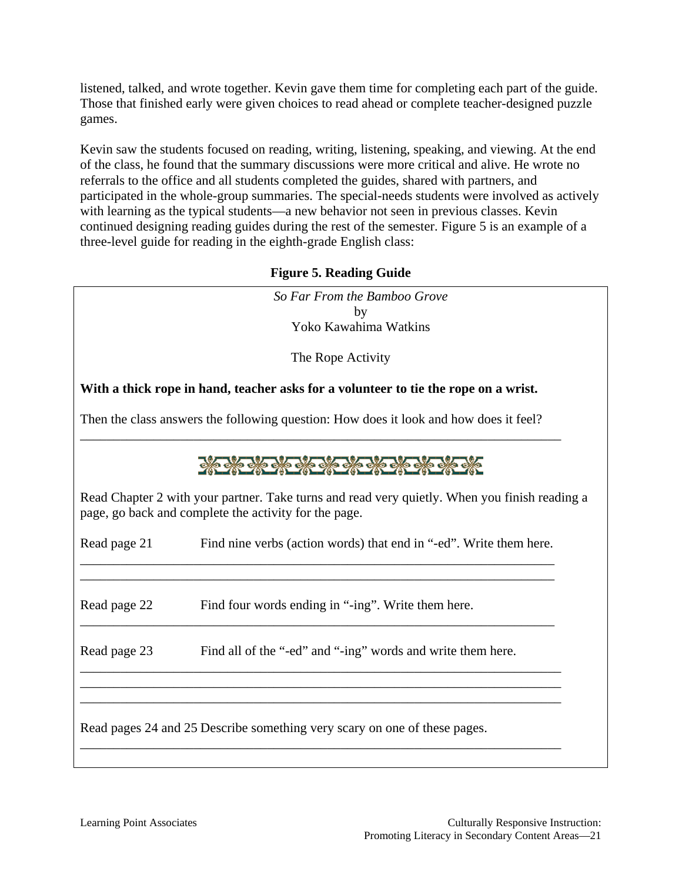listened, talked, and wrote together. Kevin gave them time for completing each part of the guide. Those that finished early were given choices to read ahead or complete teacher-designed puzzle games.

Kevin saw the students focused on reading, writing, listening, speaking, and viewing. At the end of the class, he found that the summary discussions were more critical and alive. He wrote no referrals to the office and all students completed the guides, shared with partners, and participated in the whole-group summaries. The special-needs students were involved as actively with learning as the typical students—a new behavior not seen in previous classes. Kevin continued designing reading guides during the rest of the semester. Figure 5 is an example of a three-level guide for reading in the eighth-grade English class:

**Figure 5. Reading Guide**

*So Far From the Bamboo Grove*
by
Yoko Kawahima Watkins

The Rope Activity

**With a thick rope in hand, teacher asks for a volunteer to tie the rope on a wrist.**

Then the class answers the following question: How does it look and how does it feel?

___________________________________________________________________________

Read Chapter 2 with your partner. Take turns and read very quietly. When you finish reading a page, go back and complete the activity for the page.

Read page 21 — Find nine verbs (action words) that end in "-ed". Write them here.

___________________________________________________________________________
___________________________________________________________________________

Read page 22 — Find four words ending in "-ing". Write them here.

___________________________________________________________________________

Read page 23 — Find all of the "-ed" and "-ing" words and write them here.

___________________________________________________________________________
___________________________________________________________________________
___________________________________________________________________________

Read pages 24 and 25 Describe something very scary on one of these pages.

___________________________________________________________________________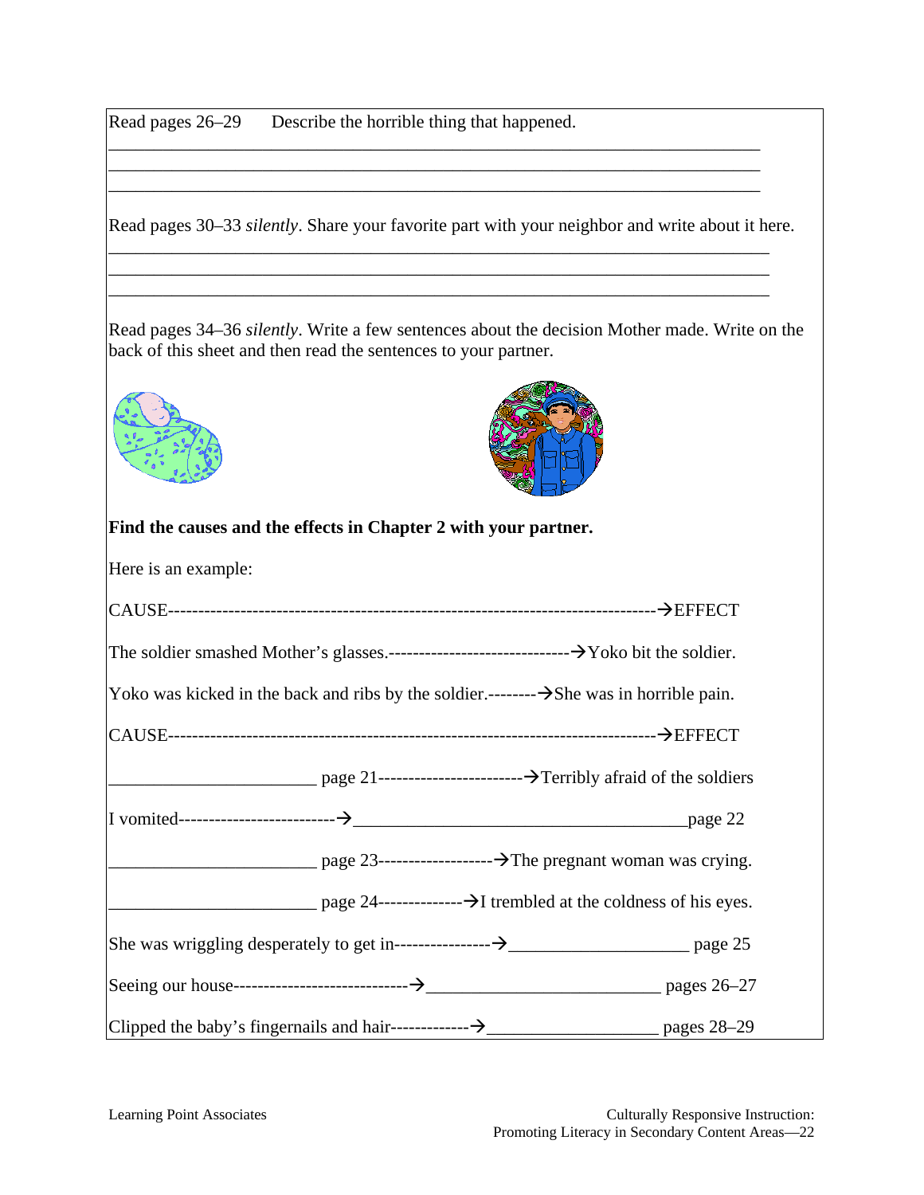Read pages 26–29 Describe the horrible thing that happened.

_______________________________________________________________________
_______________________________________________________________________
_______________________________________________________________________

Read pages 30–33 *silently*. Share your favorite part with your neighbor and write about it here.

_______________________________________________________________________
_______________________________________________________________________
_______________________________________________________________________

Read pages 34–36 *silently*. Write a few sentences about the decision Mother made. Write on the back of this sheet and then read the sentences to your partner.

**Find the causes and the effects in Chapter 2 with your partner.**

Here is an example:

CAUSE-------------------------------------------------------------------------------→EFFECT

The soldier smashed Mother's glasses.------------------------------→Yoko bit the soldier.

Yoko was kicked in the back and ribs by the soldier.--------→She was in horrible pain.

CAUSE-------------------------------------------------------------------------------→EFFECT

_______________________ page 21------------------------→Terribly afraid of the soldiers

I vomited-------------------------→_____________________________________page 22

_______________________ page 23-------------------→The pregnant woman was crying.

_______________________ page 24--------------→I trembled at the coldness of his eyes.

She was wriggling desperately to get in----------------→____________________ page 25

Seeing our house----------------------------→__________________________ pages 26–27

Clipped the baby's fingernails and hair-------------→___________________ pages 28–29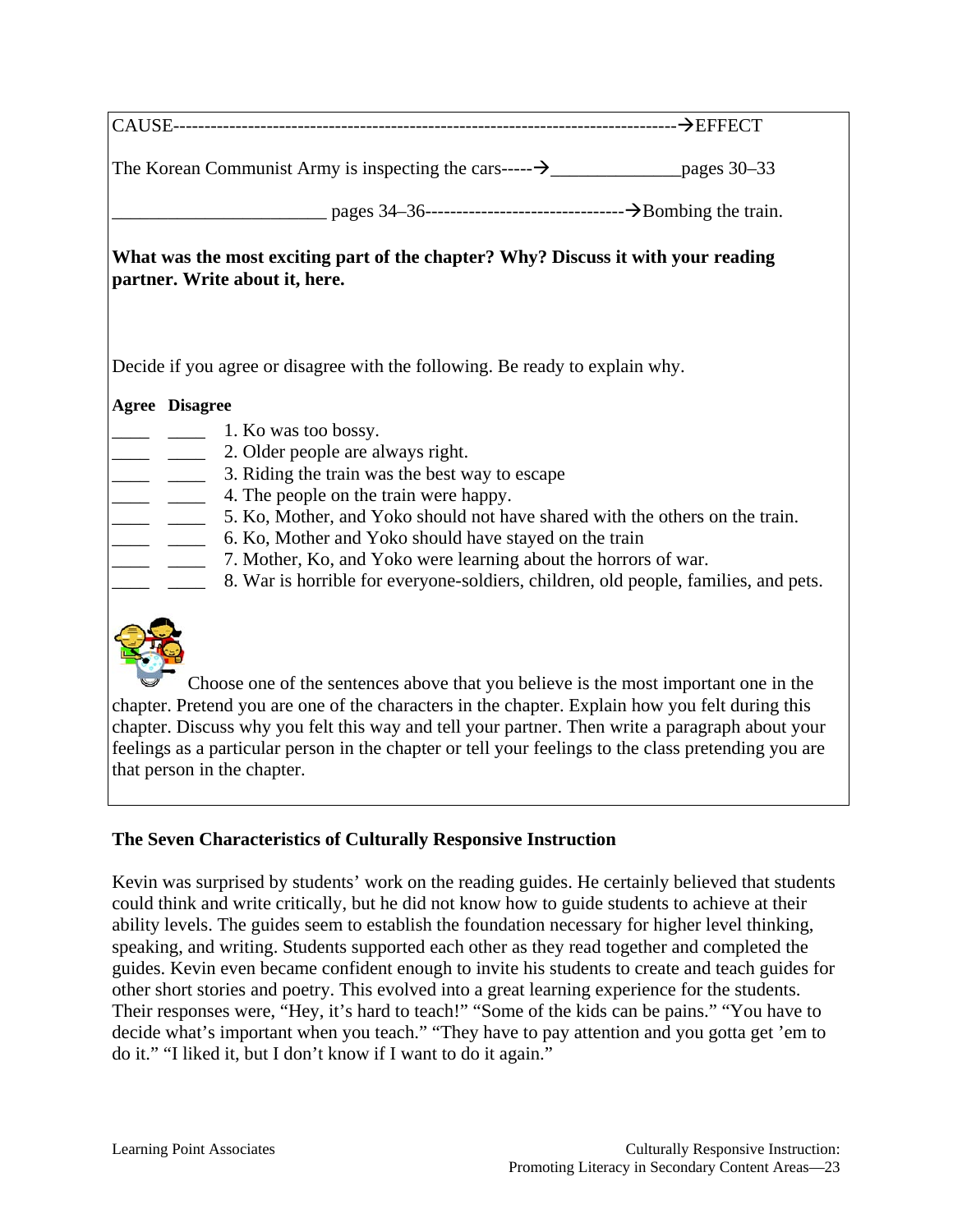CAUSE-------------------------------------------------------------------------------→EFFECT

The Korean Communist Army is inspecting the cars-----→______________pages 30–33

_______________________ pages 34–36-------------------------------→Bombing the train.

**What was the most exciting part of the chapter? Why? Discuss it with your reading partner. Write about it, here.**

Decide if you agree or disagree with the following. Be ready to explain why.

**Agree Disagree**

____ ____ 1. Ko was too bossy.
____ ____ 2. Older people are always right.
____ ____ 3. Riding the train was the best way to escape
____ ____ 4. The people on the train were happy.
____ ____ 5. Ko, Mother, and Yoko should not have shared with the others on the train.
____ ____ 6. Ko, Mother and Yoko should have stayed on the train
____ ____ 7. Mother, Ko, and Yoko were learning about the horrors of war.
____ ____ 8. War is horrible for everyone-soldiers, children, old people, families, and pets.

Choose one of the sentences above that you believe is the most important one in the chapter. Pretend you are one of the characters in the chapter. Explain how you felt during this chapter. Discuss why you felt this way and tell your partner. Then write a paragraph about your feelings as a particular person in the chapter or tell your feelings to the class pretending you are that person in the chapter.

## The Seven Characteristics of Culturally Responsive Instruction

Kevin was surprised by students' work on the reading guides. He certainly believed that students could think and write critically, but he did not know how to guide students to achieve at their ability levels. The guides seem to establish the foundation necessary for higher level thinking, speaking, and writing. Students supported each other as they read together and completed the guides. Kevin even became confident enough to invite his students to create and teach guides for other short stories and poetry. This evolved into a great learning experience for the students. Their responses were, "Hey, it's hard to teach!" "Some of the kids can be pains." "You have to decide what's important when you teach." "They have to pay attention and you gotta get 'em to do it." "I liked it, but I don't know if I want to do it again."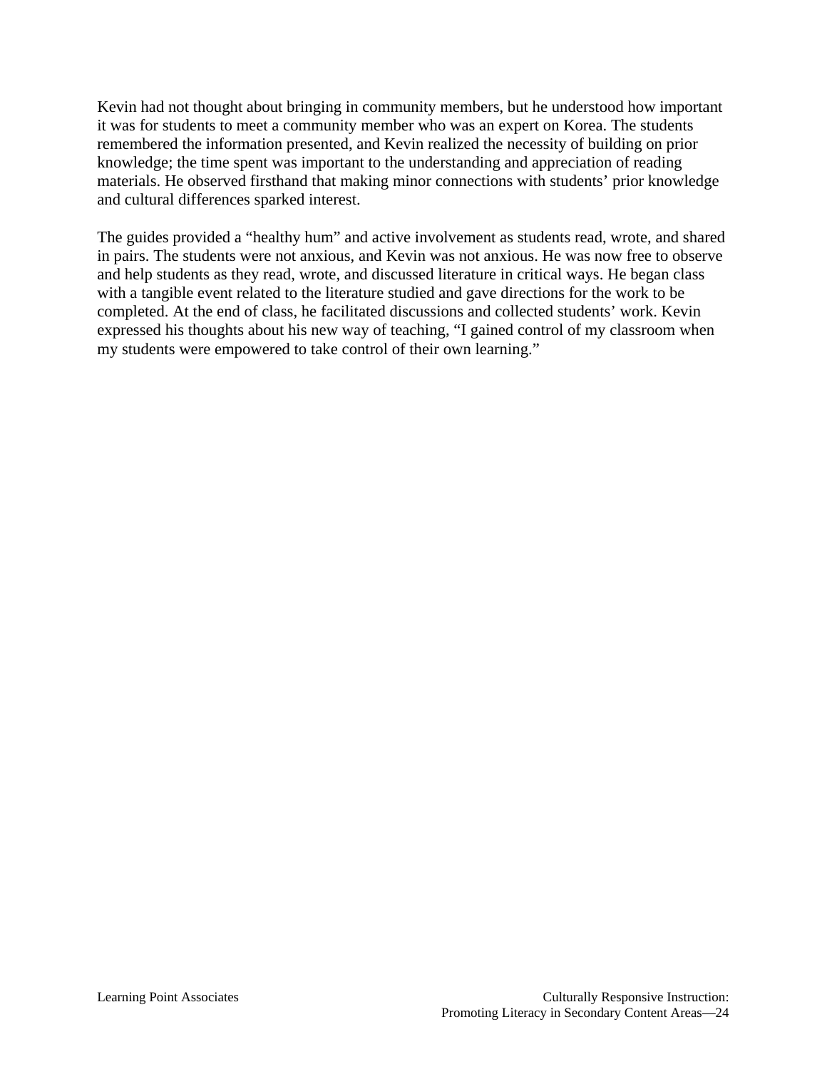Kevin had not thought about bringing in community members, but he understood how important it was for students to meet a community member who was an expert on Korea. The students remembered the information presented, and Kevin realized the necessity of building on prior knowledge; the time spent was important to the understanding and appreciation of reading materials. He observed firsthand that making minor connections with students' prior knowledge and cultural differences sparked interest.

The guides provided a "healthy hum" and active involvement as students read, wrote, and shared in pairs. The students were not anxious, and Kevin was not anxious. He was now free to observe and help students as they read, wrote, and discussed literature in critical ways. He began class with a tangible event related to the literature studied and gave directions for the work to be completed. At the end of class, he facilitated discussions and collected students' work. Kevin expressed his thoughts about his new way of teaching, "I gained control of my classroom when my students were empowered to take control of their own learning."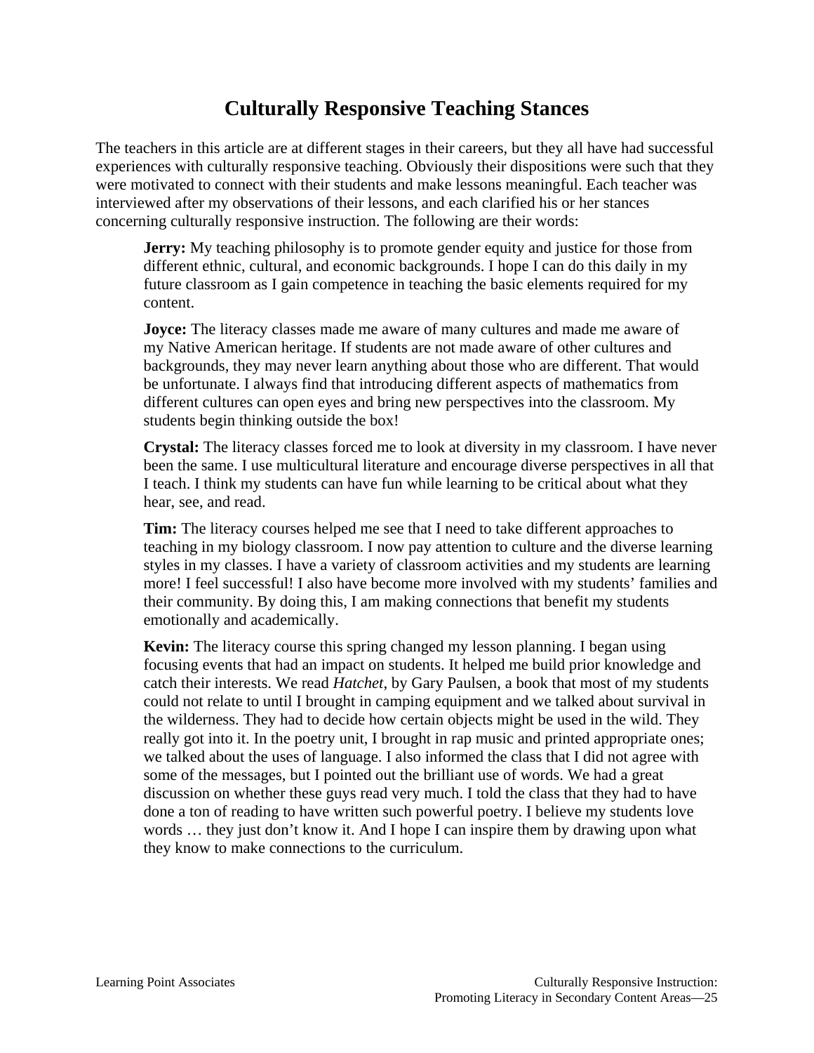## Culturally Responsive Teaching Stances

The teachers in this article are at different stages in their careers, but they all have had successful experiences with culturally responsive teaching. Obviously their dispositions were such that they were motivated to connect with their students and make lessons meaningful. Each teacher was interviewed after my observations of their lessons, and each clarified his or her stances concerning culturally responsive instruction. The following are their words:

> **Jerry:** My teaching philosophy is to promote gender equity and justice for those from different ethnic, cultural, and economic backgrounds. I hope I can do this daily in my future classroom as I gain competence in teaching the basic elements required for my content.
>
> **Joyce:** The literacy classes made me aware of many cultures and made me aware of my Native American heritage. If students are not made aware of other cultures and backgrounds, they may never learn anything about those who are different. That would be unfortunate. I always find that introducing different aspects of mathematics from different cultures can open eyes and bring new perspectives into the classroom. My students begin thinking outside the box!
>
> **Crystal:** The literacy classes forced me to look at diversity in my classroom. I have never been the same. I use multicultural literature and encourage diverse perspectives in all that I teach. I think my students can have fun while learning to be critical about what they hear, see, and read.
>
> **Tim:** The literacy courses helped me see that I need to take different approaches to teaching in my biology classroom. I now pay attention to culture and the diverse learning styles in my classes. I have a variety of classroom activities and my students are learning more! I feel successful! I also have become more involved with my students' families and their community. By doing this, I am making connections that benefit my students emotionally and academically.
>
> **Kevin:** The literacy course this spring changed my lesson planning. I began using focusing events that had an impact on students. It helped me build prior knowledge and catch their interests. We read *Hatchet*, by Gary Paulsen, a book that most of my students could not relate to until I brought in camping equipment and we talked about survival in the wilderness. They had to decide how certain objects might be used in the wild. They really got into it. In the poetry unit, I brought in rap music and printed appropriate ones; we talked about the uses of language. I also informed the class that I did not agree with some of the messages, but I pointed out the brilliant use of words. We had a great discussion on whether these guys read very much. I told the class that they had to have done a ton of reading to have written such powerful poetry. I believe my students love words … they just don't know it. And I hope I can inspire them by drawing upon what they know to make connections to the curriculum.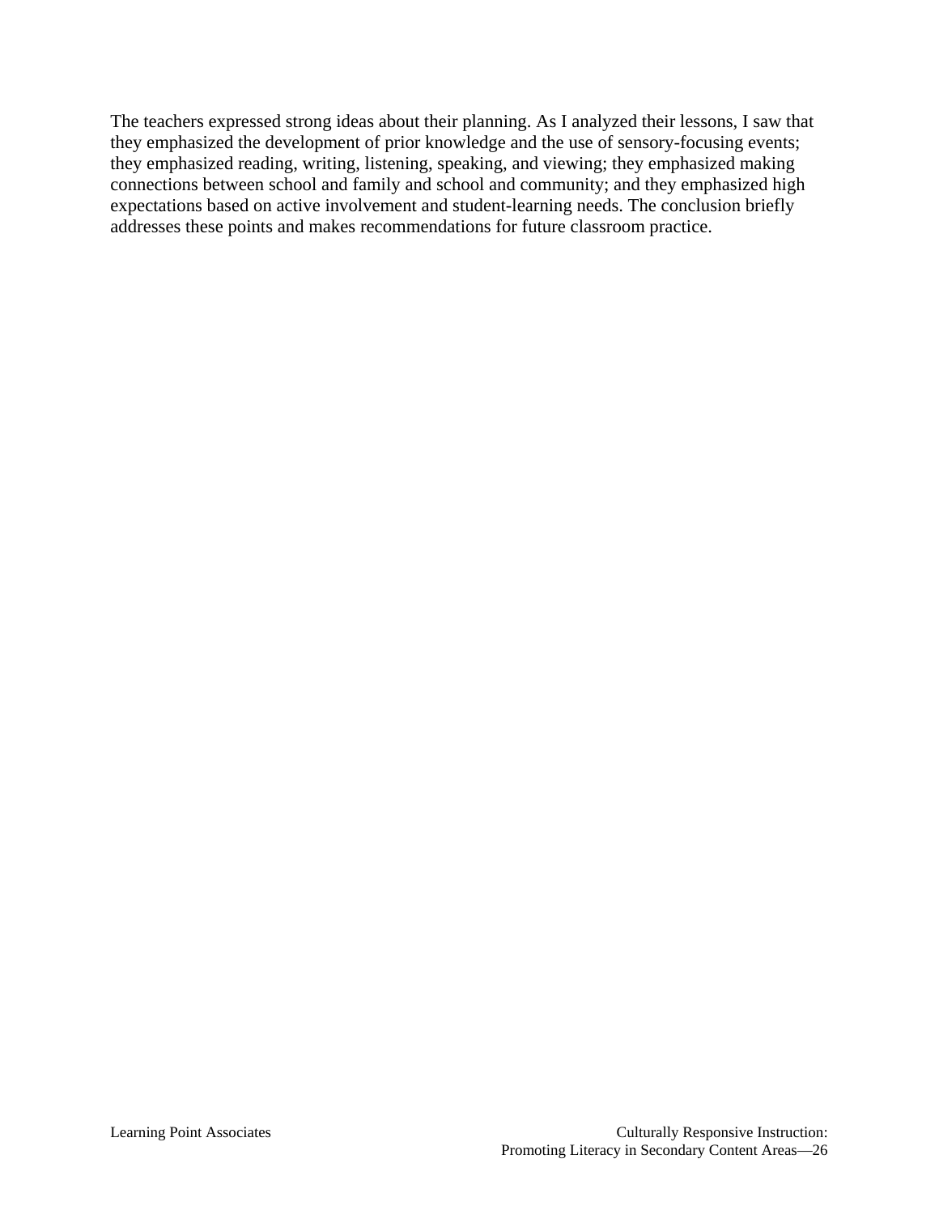The teachers expressed strong ideas about their planning. As I analyzed their lessons, I saw that they emphasized the development of prior knowledge and the use of sensory-focusing events; they emphasized reading, writing, listening, speaking, and viewing; they emphasized making connections between school and family and school and community; and they emphasized high expectations based on active involvement and student-learning needs. The conclusion briefly addresses these points and makes recommendations for future classroom practice.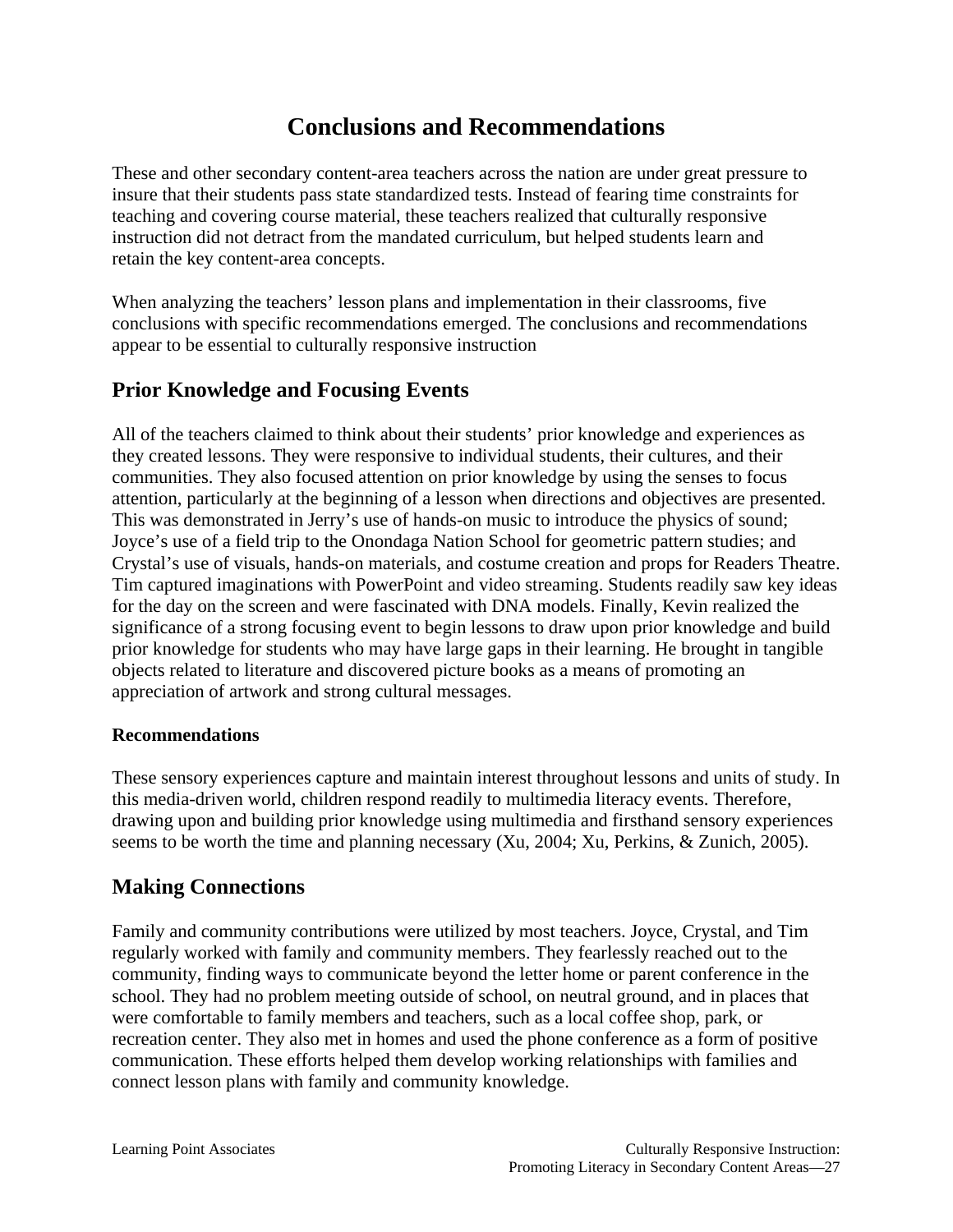# Conclusions and Recommendations

These and other secondary content-area teachers across the nation are under great pressure to insure that their students pass state standardized tests. Instead of fearing time constraints for teaching and covering course material, these teachers realized that culturally responsive instruction did not detract from the mandated curriculum, but helped students learn and retain the key content-area concepts.

When analyzing the teachers' lesson plans and implementation in their classrooms, five conclusions with specific recommendations emerged. The conclusions and recommendations appear to be essential to culturally responsive instruction

## Prior Knowledge and Focusing Events

All of the teachers claimed to think about their students' prior knowledge and experiences as they created lessons. They were responsive to individual students, their cultures, and their communities. They also focused attention on prior knowledge by using the senses to focus attention, particularly at the beginning of a lesson when directions and objectives are presented. This was demonstrated in Jerry's use of hands-on music to introduce the physics of sound; Joyce's use of a field trip to the Onondaga Nation School for geometric pattern studies; and Crystal's use of visuals, hands-on materials, and costume creation and props for Readers Theatre. Tim captured imaginations with PowerPoint and video streaming. Students readily saw key ideas for the day on the screen and were fascinated with DNA models. Finally, Kevin realized the significance of a strong focusing event to begin lessons to draw upon prior knowledge and build prior knowledge for students who may have large gaps in their learning. He brought in tangible objects related to literature and discovered picture books as a means of promoting an appreciation of artwork and strong cultural messages.

### Recommendations

These sensory experiences capture and maintain interest throughout lessons and units of study. In this media-driven world, children respond readily to multimedia literacy events. Therefore, drawing upon and building prior knowledge using multimedia and firsthand sensory experiences seems to be worth the time and planning necessary (Xu, 2004; Xu, Perkins, & Zunich, 2005).

## Making Connections

Family and community contributions were utilized by most teachers. Joyce, Crystal, and Tim regularly worked with family and community members. They fearlessly reached out to the community, finding ways to communicate beyond the letter home or parent conference in the school. They had no problem meeting outside of school, on neutral ground, and in places that were comfortable to family members and teachers, such as a local coffee shop, park, or recreation center. They also met in homes and used the phone conference as a form of positive communication. These efforts helped them develop working relationships with families and connect lesson plans with family and community knowledge.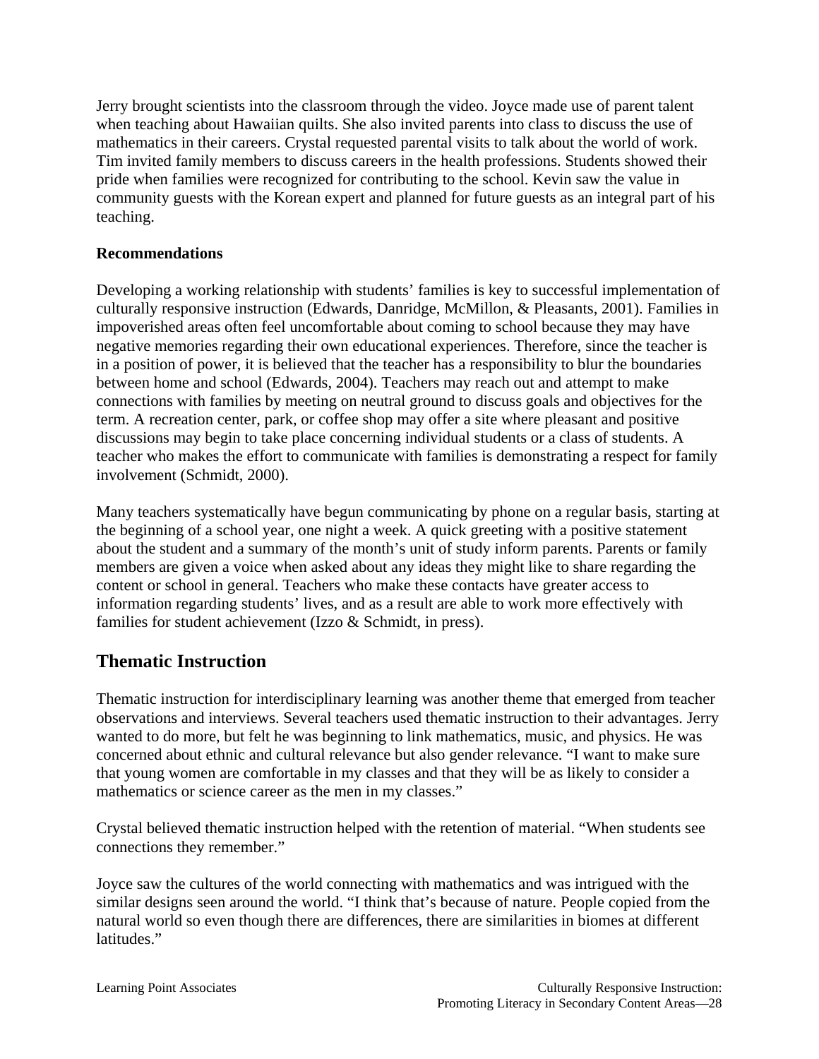Jerry brought scientists into the classroom through the video. Joyce made use of parent talent when teaching about Hawaiian quilts. She also invited parents into class to discuss the use of mathematics in their careers. Crystal requested parental visits to talk about the world of work. Tim invited family members to discuss careers in the health professions. Students showed their pride when families were recognized for contributing to the school. Kevin saw the value in community guests with the Korean expert and planned for future guests as an integral part of his teaching.

### Recommendations

Developing a working relationship with students' families is key to successful implementation of culturally responsive instruction (Edwards, Danridge, McMillon, & Pleasants, 2001). Families in impoverished areas often feel uncomfortable about coming to school because they may have negative memories regarding their own educational experiences. Therefore, since the teacher is in a position of power, it is believed that the teacher has a responsibility to blur the boundaries between home and school (Edwards, 2004). Teachers may reach out and attempt to make connections with families by meeting on neutral ground to discuss goals and objectives for the term. A recreation center, park, or coffee shop may offer a site where pleasant and positive discussions may begin to take place concerning individual students or a class of students. A teacher who makes the effort to communicate with families is demonstrating a respect for family involvement (Schmidt, 2000).

Many teachers systematically have begun communicating by phone on a regular basis, starting at the beginning of a school year, one night a week. A quick greeting with a positive statement about the student and a summary of the month's unit of study inform parents. Parents or family members are given a voice when asked about any ideas they might like to share regarding the content or school in general. Teachers who make these contacts have greater access to information regarding students' lives, and as a result are able to work more effectively with families for student achievement (Izzo & Schmidt, in press).

## Thematic Instruction

Thematic instruction for interdisciplinary learning was another theme that emerged from teacher observations and interviews. Several teachers used thematic instruction to their advantages. Jerry wanted to do more, but felt he was beginning to link mathematics, music, and physics. He was concerned about ethnic and cultural relevance but also gender relevance. "I want to make sure that young women are comfortable in my classes and that they will be as likely to consider a mathematics or science career as the men in my classes."

Crystal believed thematic instruction helped with the retention of material. "When students see connections they remember."

Joyce saw the cultures of the world connecting with mathematics and was intrigued with the similar designs seen around the world. "I think that's because of nature. People copied from the natural world so even though there are differences, there are similarities in biomes at different latitudes."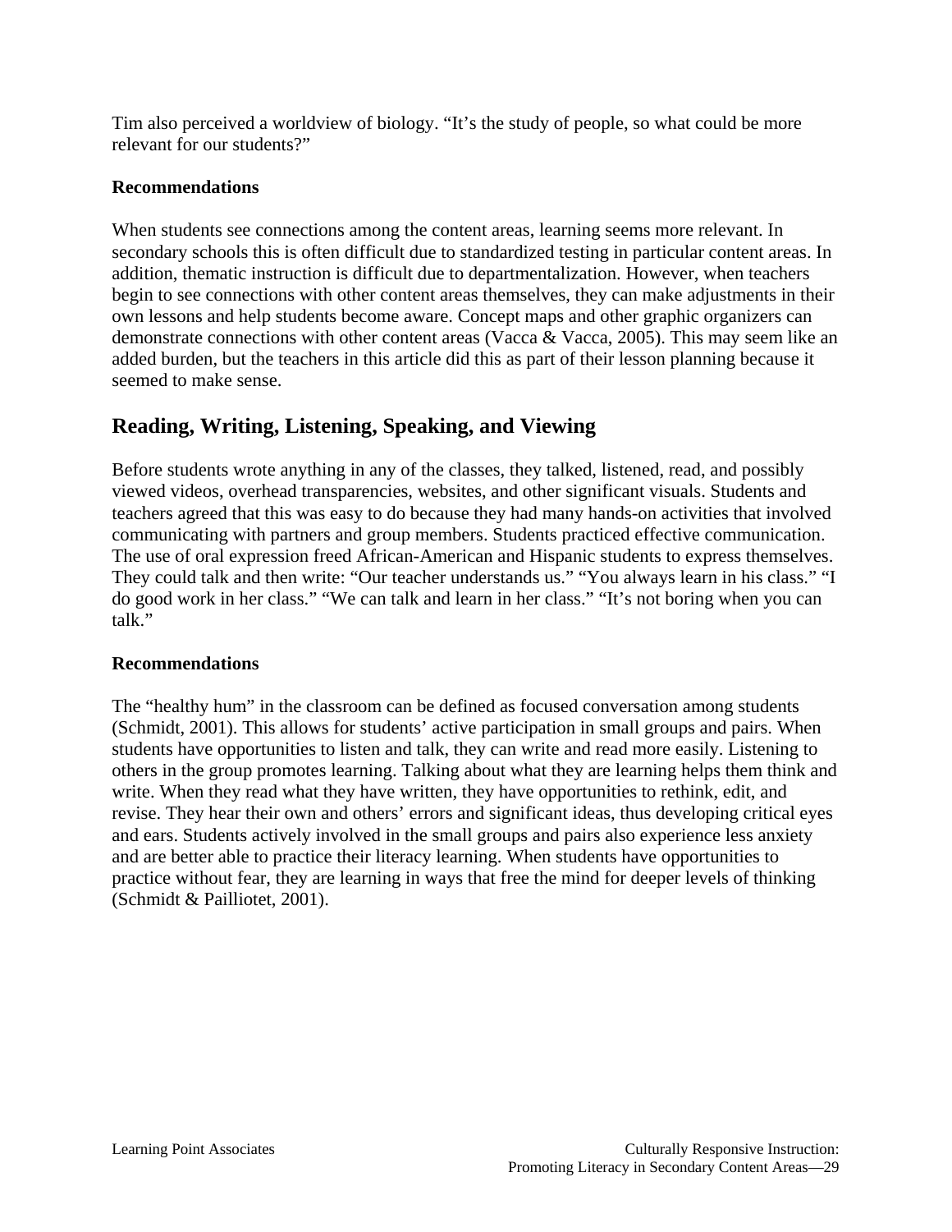Tim also perceived a worldview of biology. "It's the study of people, so what could be more relevant for our students?"

**Recommendations**

When students see connections among the content areas, learning seems more relevant. In secondary schools this is often difficult due to standardized testing in particular content areas. In addition, thematic instruction is difficult due to departmentalization. However, when teachers begin to see connections with other content areas themselves, they can make adjustments in their own lessons and help students become aware. Concept maps and other graphic organizers can demonstrate connections with other content areas (Vacca & Vacca, 2005). This may seem like an added burden, but the teachers in this article did this as part of their lesson planning because it seemed to make sense.

## Reading, Writing, Listening, Speaking, and Viewing

Before students wrote anything in any of the classes, they talked, listened, read, and possibly viewed videos, overhead transparencies, websites, and other significant visuals. Students and teachers agreed that this was easy to do because they had many hands-on activities that involved communicating with partners and group members. Students practiced effective communication. The use of oral expression freed African-American and Hispanic students to express themselves. They could talk and then write: "Our teacher understands us." "You always learn in his class." "I do good work in her class." "We can talk and learn in her class." "It's not boring when you can talk."

**Recommendations**

The "healthy hum" in the classroom can be defined as focused conversation among students (Schmidt, 2001). This allows for students' active participation in small groups and pairs. When students have opportunities to listen and talk, they can write and read more easily. Listening to others in the group promotes learning. Talking about what they are learning helps them think and write. When they read what they have written, they have opportunities to rethink, edit, and revise. They hear their own and others' errors and significant ideas, thus developing critical eyes and ears. Students actively involved in the small groups and pairs also experience less anxiety and are better able to practice their literacy learning. When students have opportunities to practice without fear, they are learning in ways that free the mind for deeper levels of thinking (Schmidt & Pailliotet, 2001).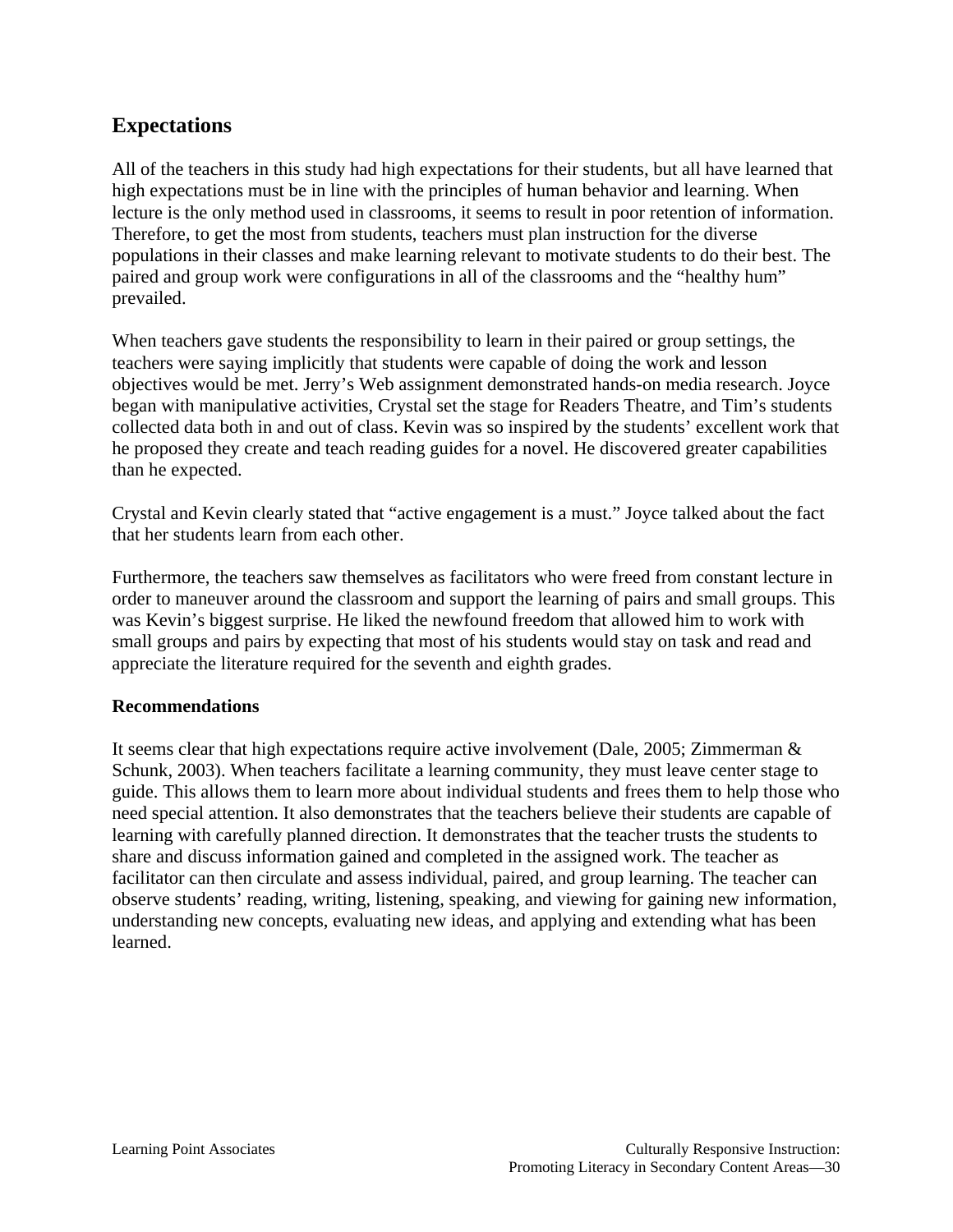## Expectations

All of the teachers in this study had high expectations for their students, but all have learned that high expectations must be in line with the principles of human behavior and learning. When lecture is the only method used in classrooms, it seems to result in poor retention of information. Therefore, to get the most from students, teachers must plan instruction for the diverse populations in their classes and make learning relevant to motivate students to do their best. The paired and group work were configurations in all of the classrooms and the “healthy hum” prevailed.

When teachers gave students the responsibility to learn in their paired or group settings, the teachers were saying implicitly that students were capable of doing the work and lesson objectives would be met. Jerry’s Web assignment demonstrated hands-on media research. Joyce began with manipulative activities, Crystal set the stage for Readers Theatre, and Tim’s students collected data both in and out of class. Kevin was so inspired by the students’ excellent work that he proposed they create and teach reading guides for a novel. He discovered greater capabilities than he expected.

Crystal and Kevin clearly stated that “active engagement is a must.” Joyce talked about the fact that her students learn from each other.

Furthermore, the teachers saw themselves as facilitators who were freed from constant lecture in order to maneuver around the classroom and support the learning of pairs and small groups. This was Kevin’s biggest surprise. He liked the newfound freedom that allowed him to work with small groups and pairs by expecting that most of his students would stay on task and read and appreciate the literature required for the seventh and eighth grades.

### Recommendations

It seems clear that high expectations require active involvement (Dale, 2005; Zimmerman & Schunk, 2003). When teachers facilitate a learning community, they must leave center stage to guide. This allows them to learn more about individual students and frees them to help those who need special attention. It also demonstrates that the teachers believe their students are capable of learning with carefully planned direction. It demonstrates that the teacher trusts the students to share and discuss information gained and completed in the assigned work. The teacher as facilitator can then circulate and assess individual, paired, and group learning. The teacher can observe students’ reading, writing, listening, speaking, and viewing for gaining new information, understanding new concepts, evaluating new ideas, and applying and extending what has been learned.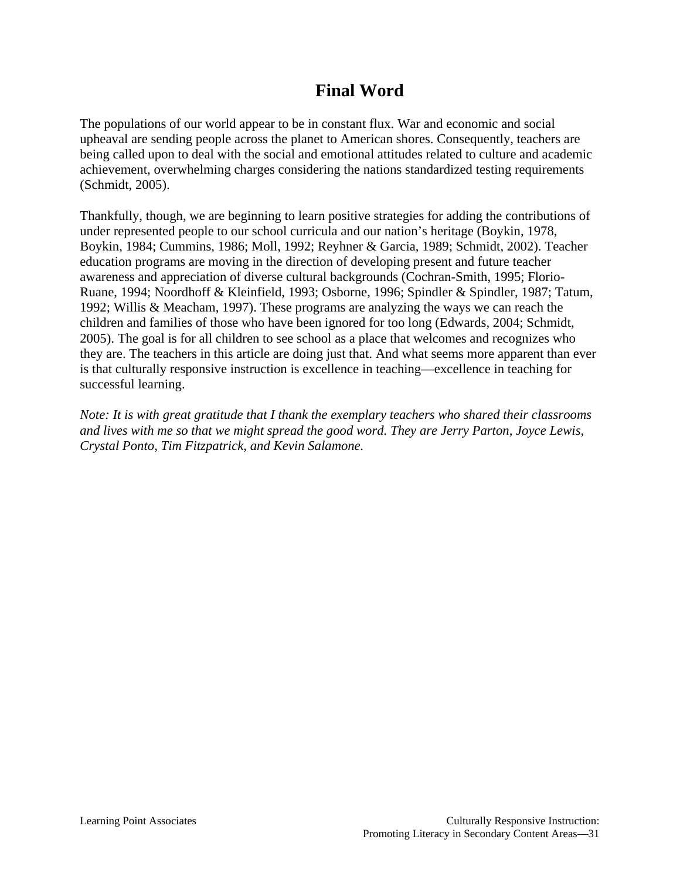# Final Word

The populations of our world appear to be in constant flux. War and economic and social upheaval are sending people across the planet to American shores. Consequently, teachers are being called upon to deal with the social and emotional attitudes related to culture and academic achievement, overwhelming charges considering the nations standardized testing requirements (Schmidt, 2005).

Thankfully, though, we are beginning to learn positive strategies for adding the contributions of under represented people to our school curricula and our nation's heritage (Boykin, 1978, Boykin, 1984; Cummins, 1986; Moll, 1992; Reyhner & Garcia, 1989; Schmidt, 2002). Teacher education programs are moving in the direction of developing present and future teacher awareness and appreciation of diverse cultural backgrounds (Cochran-Smith, 1995; Florio-Ruane, 1994; Noordhoff & Kleinfield, 1993; Osborne, 1996; Spindler & Spindler, 1987; Tatum, 1992; Willis & Meacham, 1997). These programs are analyzing the ways we can reach the children and families of those who have been ignored for too long (Edwards, 2004; Schmidt, 2005). The goal is for all children to see school as a place that welcomes and recognizes who they are. The teachers in this article are doing just that. And what seems more apparent than ever is that culturally responsive instruction is excellence in teaching—excellence in teaching for successful learning.

*Note: It is with great gratitude that I thank the exemplary teachers who shared their classrooms and lives with me so that we might spread the good word. They are Jerry Parton, Joyce Lewis, Crystal Ponto, Tim Fitzpatrick, and Kevin Salamone.*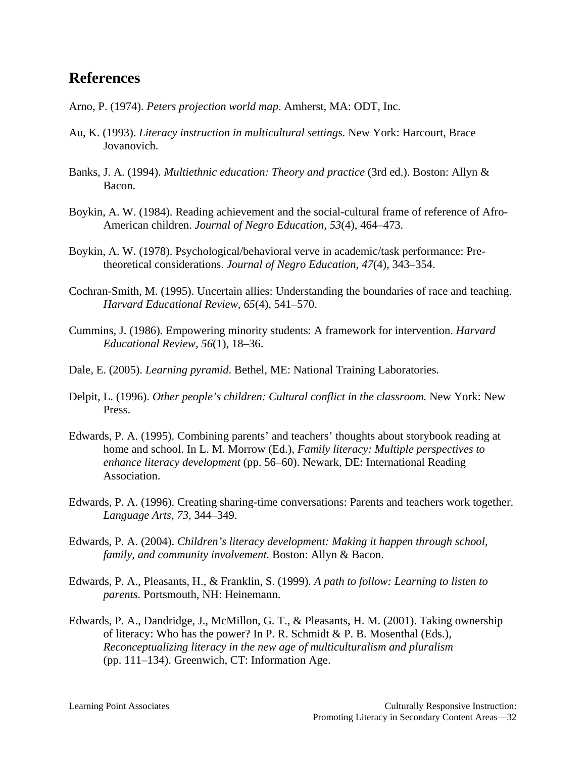## References

Arno, P. (1974). *Peters projection world map*. Amherst, MA: ODT, Inc.

Au, K. (1993). *Literacy instruction in multicultural settings.* New York: Harcourt, Brace Jovanovich.

Banks, J. A. (1994). *Multiethnic education: Theory and practice* (3rd ed.). Boston: Allyn & Bacon.

Boykin, A. W. (1984). Reading achievement and the social-cultural frame of reference of Afro-American children. *Journal of Negro Education, 53*(4), 464–473.

Boykin, A. W. (1978). Psychological/behavioral verve in academic/task performance: Pre-theoretical considerations. *Journal of Negro Education, 47*(4), 343–354.

Cochran-Smith, M. (1995). Uncertain allies: Understanding the boundaries of race and teaching. *Harvard Educational Review, 65*(4), 541–570.

Cummins, J. (1986). Empowering minority students: A framework for intervention. *Harvard Educational Review, 56*(1), 18–36.

Dale, E. (2005). *Learning pyramid*. Bethel, ME: National Training Laboratories.

Delpit, L. (1996). *Other people's children: Cultural conflict in the classroom.* New York: New Press.

Edwards, P. A. (1995). Combining parents' and teachers' thoughts about storybook reading at home and school. In L. M. Morrow (Ed.), *Family literacy: Multiple perspectives to enhance literacy development* (pp. 56–60). Newark, DE: International Reading Association.

Edwards, P. A. (1996). Creating sharing-time conversations: Parents and teachers work together. *Language Arts, 73,* 344–349.

Edwards, P. A. (2004). *Children's literacy development: Making it happen through school, family, and community involvement.* Boston: Allyn & Bacon.

Edwards, P. A., Pleasants, H., & Franklin, S. (1999). *A path to follow: Learning to listen to parents.* Portsmouth, NH: Heinemann.

Edwards, P. A., Dandridge, J., McMillon, G. T., & Pleasants, H. M. (2001). Taking ownership of literacy: Who has the power? In P. R. Schmidt & P. B. Mosenthal (Eds.), *Reconceptualizing literacy in the new age of multiculturalism and pluralism* (pp. 111–134). Greenwich, CT: Information Age.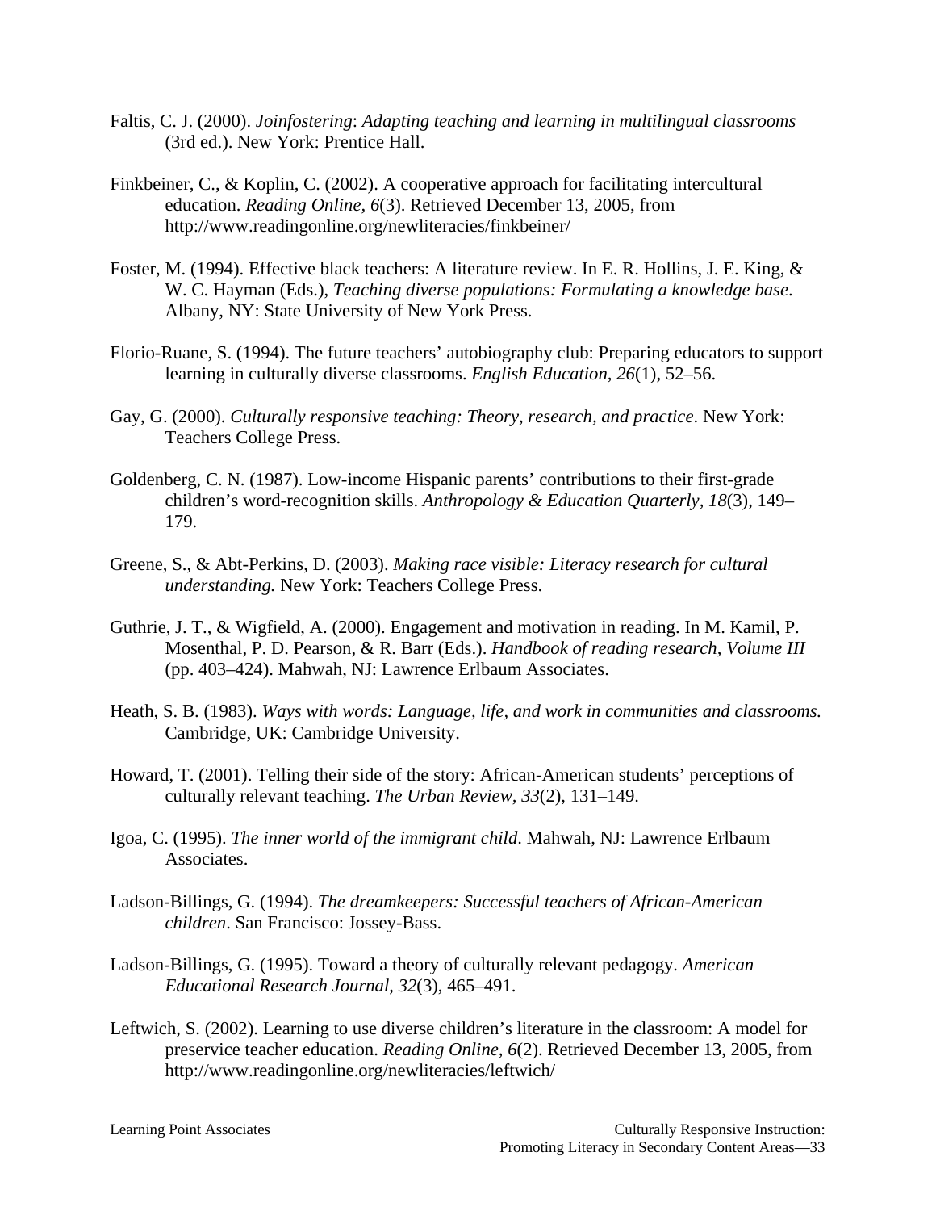Faltis, C. J. (2000). *Joinfostering*: *Adapting teaching and learning in multilingual classrooms* (3rd ed.). New York: Prentice Hall.

Finkbeiner, C., & Koplin, C. (2002). A cooperative approach for facilitating intercultural education. *Reading Online*, *6*(3). Retrieved December 13, 2005, from http://www.readingonline.org/newliteracies/finkbeiner/

Foster, M. (1994). Effective black teachers: A literature review. In E. R. Hollins, J. E. King, & W. C. Hayman (Eds.), *Teaching diverse populations: Formulating a knowledge base*. Albany, NY: State University of New York Press.

Florio-Ruane, S. (1994). The future teachers' autobiography club: Preparing educators to support learning in culturally diverse classrooms. *English Education*, *26*(1), 52–56.

Gay, G. (2000). *Culturally responsive teaching: Theory, research, and practice*. New York: Teachers College Press.

Goldenberg, C. N. (1987). Low-income Hispanic parents' contributions to their first-grade children's word-recognition skills. *Anthropology & Education Quarterly*, *18*(3), 149–179.

Greene, S., & Abt-Perkins, D. (2003). *Making race visible: Literacy research for cultural understanding.* New York: Teachers College Press.

Guthrie, J. T., & Wigfield, A. (2000). Engagement and motivation in reading. In M. Kamil, P. Mosenthal, P. D. Pearson, & R. Barr (Eds.). *Handbook of reading research, Volume III* (pp. 403–424). Mahwah, NJ: Lawrence Erlbaum Associates.

Heath, S. B. (1983). *Ways with words: Language, life, and work in communities and classrooms.* Cambridge, UK: Cambridge University.

Howard, T. (2001). Telling their side of the story: African-American students' perceptions of culturally relevant teaching. *The Urban Review*, *33*(2), 131–149.

Igoa, C. (1995). *The inner world of the immigrant child*. Mahwah, NJ: Lawrence Erlbaum Associates.

Ladson-Billings, G. (1994). *The dreamkeepers: Successful teachers of African-American children*. San Francisco: Jossey-Bass.

Ladson-Billings, G. (1995). Toward a theory of culturally relevant pedagogy. *American Educational Research Journal*, *32*(3), 465–491.

Leftwich, S. (2002). Learning to use diverse children's literature in the classroom: A model for preservice teacher education. *Reading Online*, *6*(2). Retrieved December 13, 2005, from http://www.readingonline.org/newliteracies/leftwich/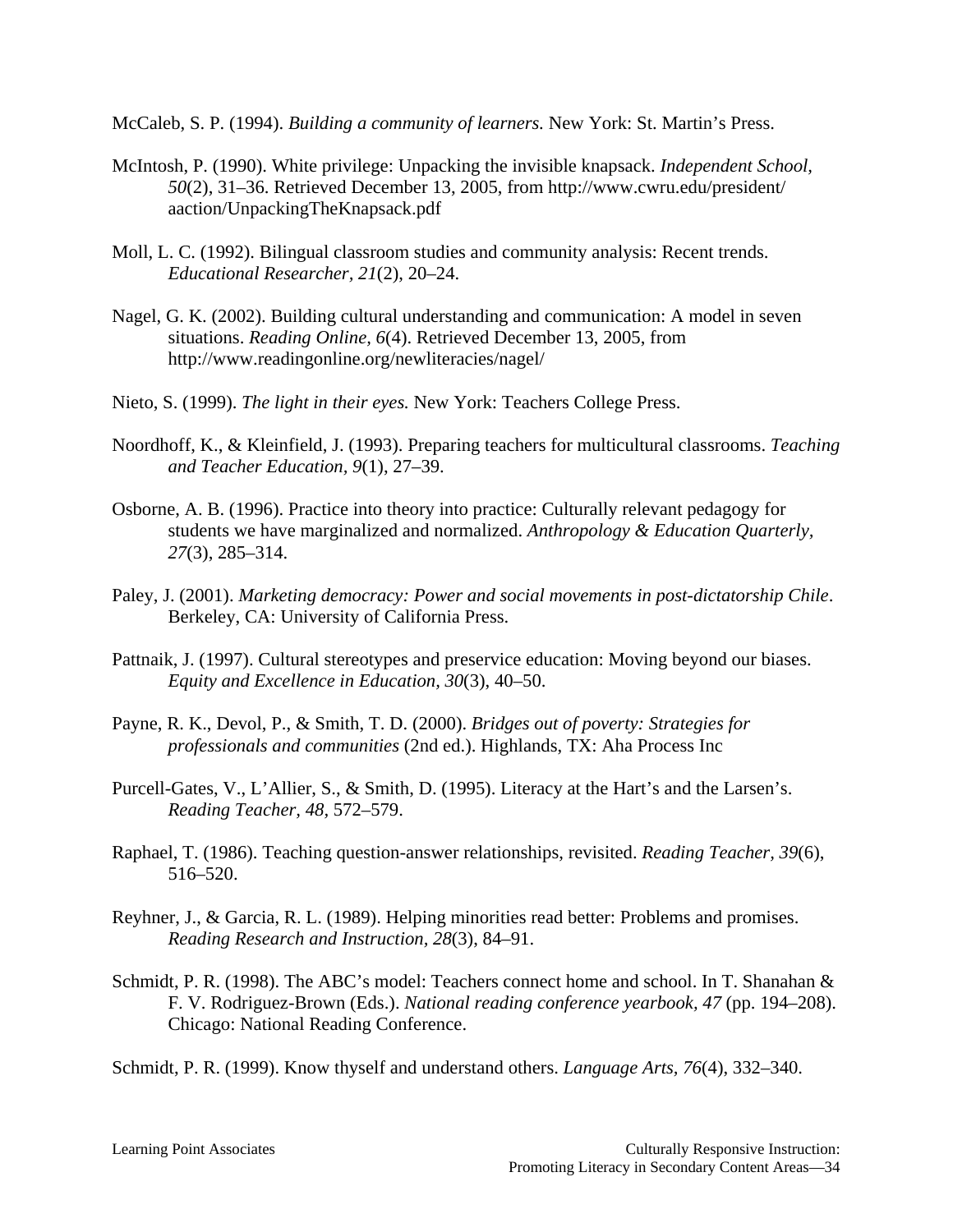McCaleb, S. P. (1994). *Building a community of learners.* New York: St. Martin's Press.

McIntosh, P. (1990). White privilege: Unpacking the invisible knapsack. *Independent School, 50*(2), 31–36. Retrieved December 13, 2005, from http://www.cwru.edu/president/aaction/UnpackingTheKnapsack.pdf

Moll, L. C. (1992). Bilingual classroom studies and community analysis: Recent trends. *Educational Researcher, 21*(2), 20–24.

Nagel, G. K. (2002). Building cultural understanding and communication: A model in seven situations. *Reading Online, 6*(4). Retrieved December 13, 2005, from http://www.readingonline.org/newliteracies/nagel/

Nieto, S. (1999). *The light in their eyes.* New York: Teachers College Press.

Noordhoff, K., & Kleinfield, J. (1993). Preparing teachers for multicultural classrooms. *Teaching and Teacher Education, 9*(1), 27–39.

Osborne, A. B. (1996). Practice into theory into practice: Culturally relevant pedagogy for students we have marginalized and normalized. *Anthropology & Education Quarterly, 27*(3), 285–314.

Paley, J. (2001). *Marketing democracy: Power and social movements in post-dictatorship Chile*. Berkeley, CA: University of California Press.

Pattnaik, J. (1997). Cultural stereotypes and preservice education: Moving beyond our biases. *Equity and Excellence in Education, 30*(3), 40–50.

Payne, R. K., Devol, P., & Smith, T. D. (2000). *Bridges out of poverty: Strategies for professionals and communities* (2nd ed.). Highlands, TX: Aha Process Inc

Purcell-Gates, V., L'Allier, S., & Smith, D. (1995). Literacy at the Hart's and the Larsen's. *Reading Teacher, 48*, 572–579.

Raphael, T. (1986). Teaching question-answer relationships, revisited. *Reading Teacher, 39*(6), 516–520.

Reyhner, J., & Garcia, R. L. (1989). Helping minorities read better: Problems and promises. *Reading Research and Instruction, 28*(3), 84–91.

Schmidt, P. R. (1998). The ABC's model: Teachers connect home and school. In T. Shanahan & F. V. Rodriguez-Brown (Eds.). *National reading conference yearbook, 47* (pp. 194–208). Chicago: National Reading Conference.

Schmidt, P. R. (1999). Know thyself and understand others. *Language Arts, 76*(4), 332–340.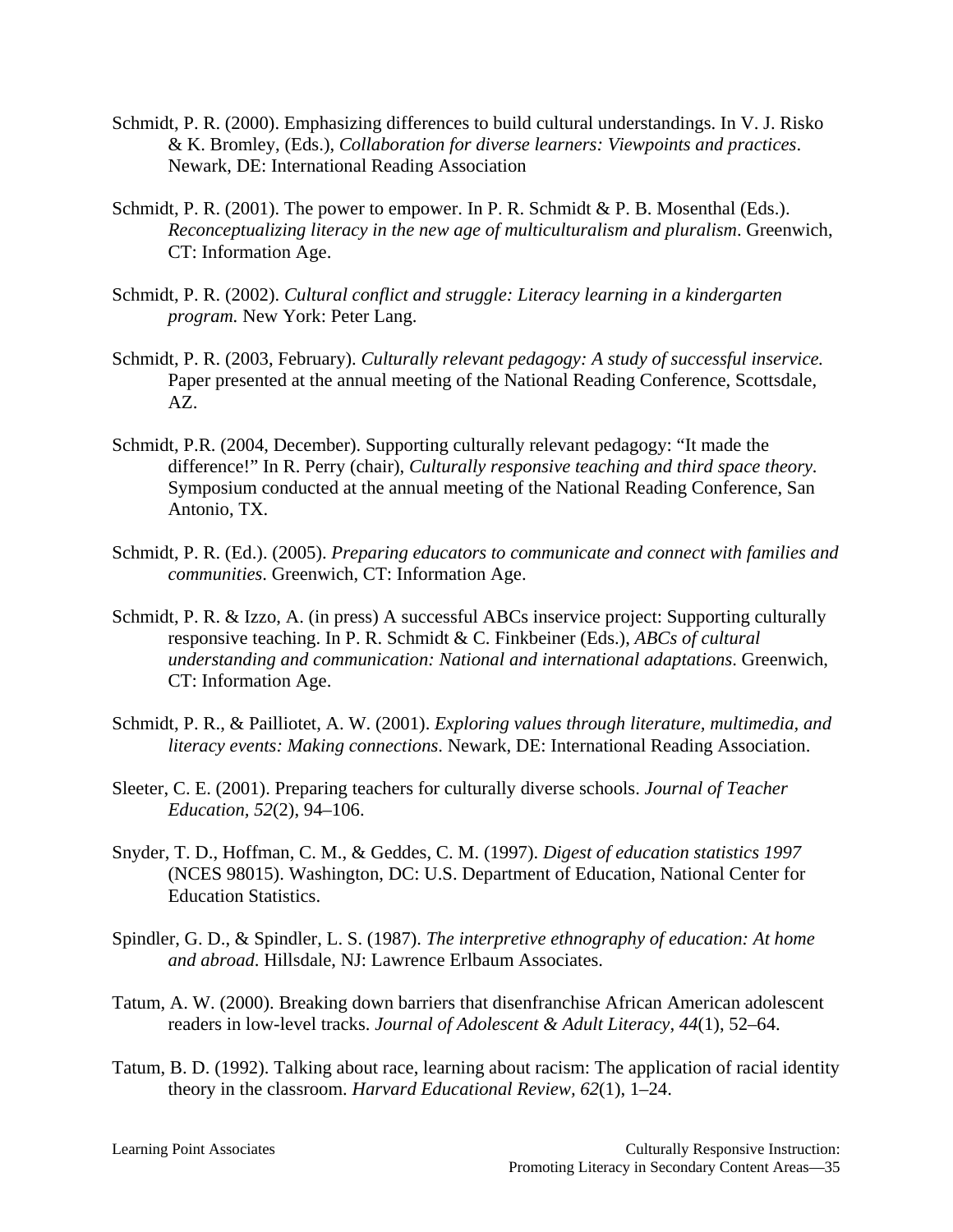Schmidt, P. R. (2000). Emphasizing differences to build cultural understandings. In V. J. Risko & K. Bromley, (Eds.), *Collaboration for diverse learners: Viewpoints and practices*. Newark, DE: International Reading Association

Schmidt, P. R. (2001). The power to empower. In P. R. Schmidt & P. B. Mosenthal (Eds.). *Reconceptualizing literacy in the new age of multiculturalism and pluralism*. Greenwich, CT: Information Age.

Schmidt, P. R. (2002). *Cultural conflict and struggle: Literacy learning in a kindergarten program.* New York: Peter Lang.

Schmidt, P. R. (2003, February). *Culturally relevant pedagogy: A study of successful inservice.* Paper presented at the annual meeting of the National Reading Conference, Scottsdale, AZ.

Schmidt, P.R. (2004, December). Supporting culturally relevant pedagogy: "It made the difference!" In R. Perry (chair), *Culturally responsive teaching and third space theory*. Symposium conducted at the annual meeting of the National Reading Conference, San Antonio, TX.

Schmidt, P. R. (Ed.). (2005). *Preparing educators to communicate and connect with families and communities*. Greenwich, CT: Information Age.

Schmidt, P. R. & Izzo, A. (in press) A successful ABCs inservice project: Supporting culturally responsive teaching. In P. R. Schmidt & C. Finkbeiner (Eds.), *ABCs of cultural understanding and communication: National and international adaptations*. Greenwich, CT: Information Age.

Schmidt, P. R., & Pailliotet, A. W. (2001). *Exploring values through literature, multimedia, and literacy events: Making connections*. Newark, DE: International Reading Association.

Sleeter, C. E. (2001). Preparing teachers for culturally diverse schools. *Journal of Teacher Education, 52*(2), 94–106.

Snyder, T. D., Hoffman, C. M., & Geddes, C. M. (1997). *Digest of education statistics 1997* (NCES 98015). Washington, DC: U.S. Department of Education, National Center for Education Statistics.

Spindler, G. D., & Spindler, L. S. (1987). *The interpretive ethnography of education: At home and abroad*. Hillsdale, NJ: Lawrence Erlbaum Associates.

Tatum, A. W. (2000). Breaking down barriers that disenfranchise African American adolescent readers in low-level tracks. *Journal of Adolescent & Adult Literacy, 44*(1), 52–64.

Tatum, B. D. (1992). Talking about race, learning about racism: The application of racial identity theory in the classroom. *Harvard Educational Review, 62*(1), 1–24.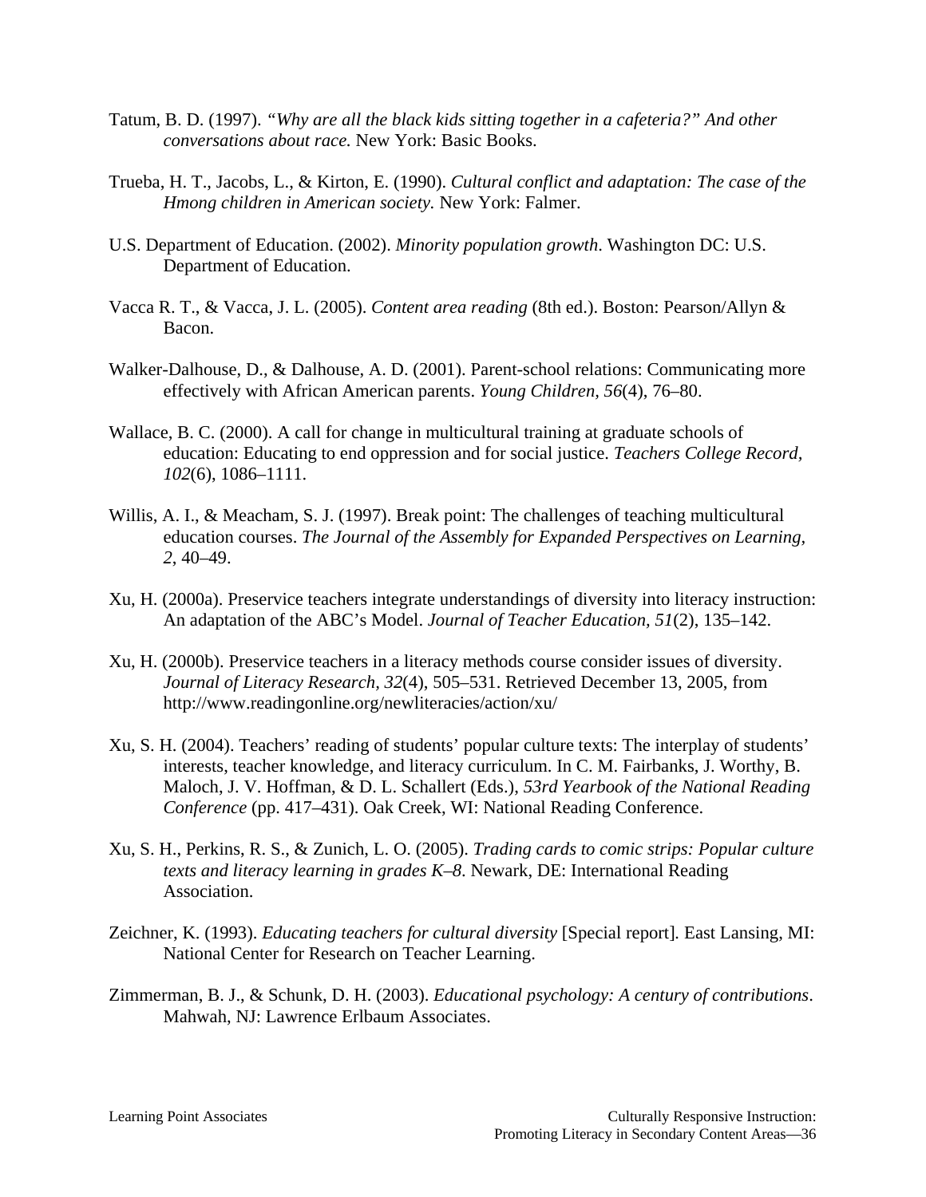Tatum, B. D. (1997). *"Why are all the black kids sitting together in a cafeteria?" And other conversations about race.* New York: Basic Books.

Trueba, H. T., Jacobs, L., & Kirton, E. (1990). *Cultural conflict and adaptation: The case of the Hmong children in American society.* New York: Falmer.

U.S. Department of Education. (2002). *Minority population growth*. Washington DC: U.S. Department of Education.

Vacca R. T., & Vacca, J. L. (2005). *Content area reading* (8th ed.). Boston: Pearson/Allyn & Bacon.

Walker-Dalhouse, D., & Dalhouse, A. D. (2001). Parent-school relations: Communicating more effectively with African American parents. *Young Children, 56*(4), 76–80.

Wallace, B. C. (2000). A call for change in multicultural training at graduate schools of education: Educating to end oppression and for social justice. *Teachers College Record, 102*(6), 1086–1111.

Willis, A. I., & Meacham, S. J. (1997). Break point: The challenges of teaching multicultural education courses. *The Journal of the Assembly for Expanded Perspectives on Learning, 2*, 40–49.

Xu, H. (2000a). Preservice teachers integrate understandings of diversity into literacy instruction: An adaptation of the ABC's Model. *Journal of Teacher Education, 51*(2), 135–142.

Xu, H. (2000b). Preservice teachers in a literacy methods course consider issues of diversity. *Journal of Literacy Research, 32*(4), 505–531. Retrieved December 13, 2005, from http://www.readingonline.org/newliteracies/action/xu/

Xu, S. H. (2004). Teachers' reading of students' popular culture texts: The interplay of students' interests, teacher knowledge, and literacy curriculum. In C. M. Fairbanks, J. Worthy, B. Maloch, J. V. Hoffman, & D. L. Schallert (Eds.), *53rd Yearbook of the National Reading Conference* (pp. 417–431). Oak Creek, WI: National Reading Conference.

Xu, S. H., Perkins, R. S., & Zunich, L. O. (2005). *Trading cards to comic strips: Popular culture texts and literacy learning in grades K–8*. Newark, DE: International Reading Association.

Zeichner, K. (1993). *Educating teachers for cultural diversity* [Special report]. East Lansing, MI: National Center for Research on Teacher Learning.

Zimmerman, B. J., & Schunk, D. H. (2003). *Educational psychology: A century of contributions*. Mahwah, NJ: Lawrence Erlbaum Associates.